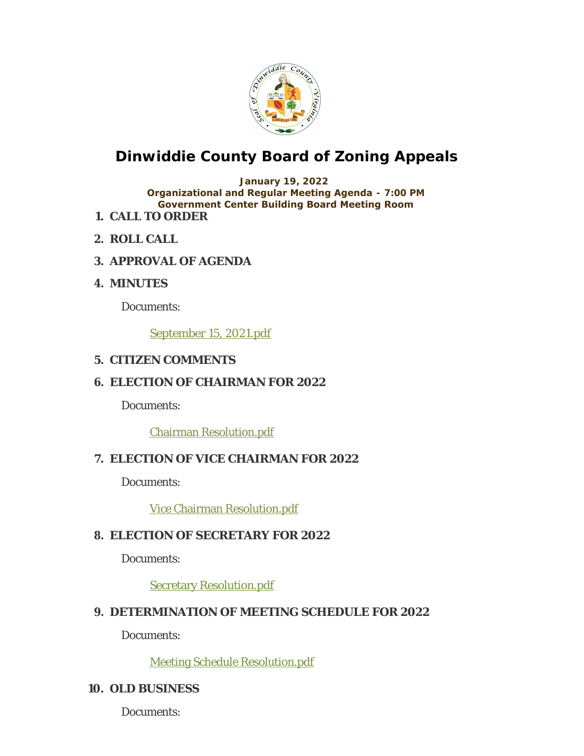# Dinwiddie County Board of Zoning Appeals

**January 19, 2022**
**Organizational and Regular Meeting Agenda - 7:00 PM**
**Government Center Building Board Meeting Room**

1. **CALL TO ORDER**

2. **ROLL CALL**

3. **APPROVAL OF AGENDA**

4. **MINUTES**

   Documents:

   September 15, 2021.pdf

5. **CITIZEN COMMENTS**

6. **ELECTION OF CHAIRMAN FOR 2022**

   Documents:

   Chairman Resolution.pdf

7. **ELECTION OF VICE CHAIRMAN FOR 2022**

   Documents:

   Vice Chairman Resolution.pdf

8. **ELECTION OF SECRETARY FOR 2022**

   Documents:

   Secretary Resolution.pdf

9. **DETERMINATION OF MEETING SCHEDULE FOR 2022**

   Documents:

   Meeting Schedule Resolution.pdf

10. **OLD BUSINESS**

    Documents: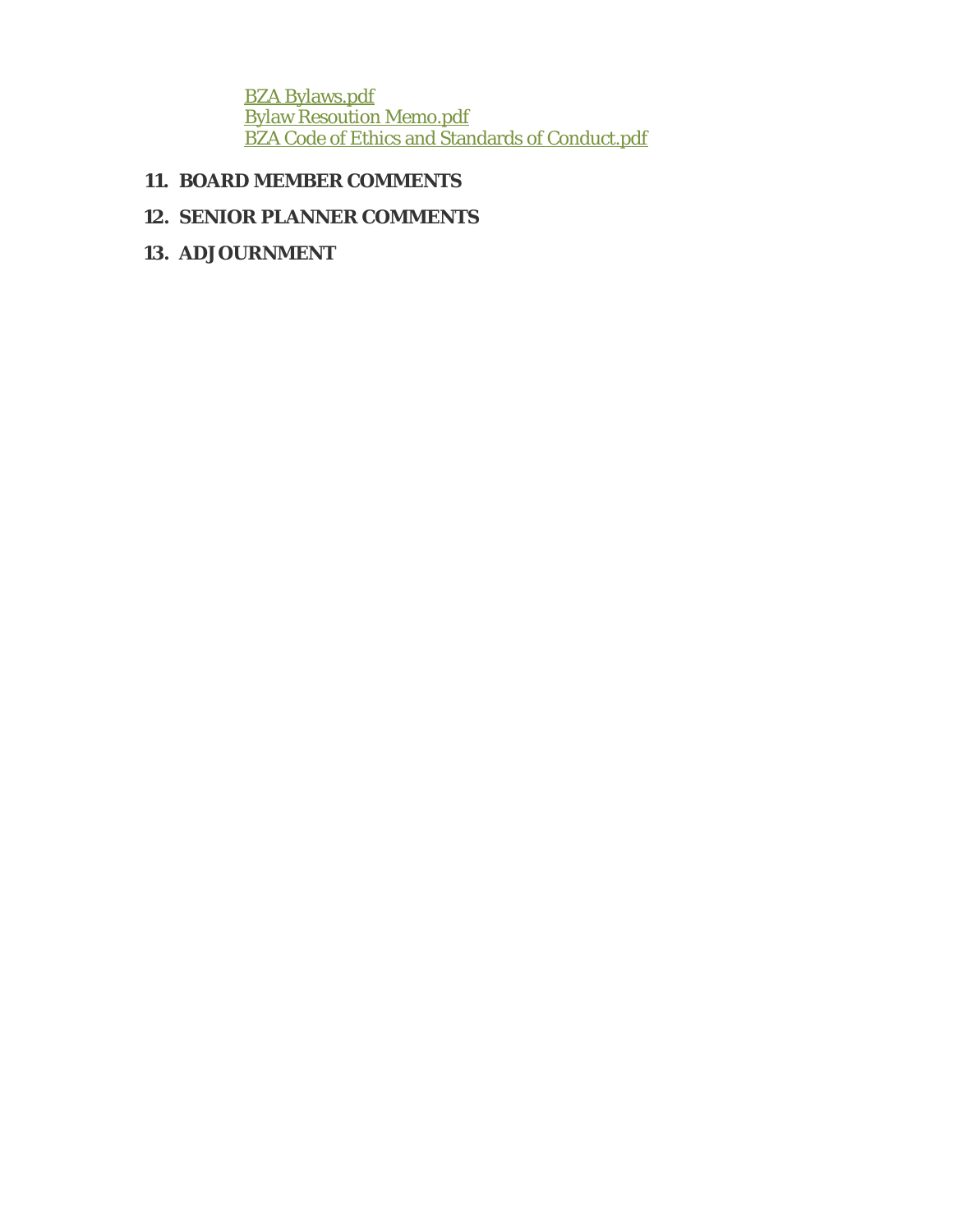BZA Bylaws.pdf
Bylaw Resoution Memo.pdf
BZA Code of Ethics and Standards of Conduct.pdf

**11. BOARD MEMBER COMMENTS**

**12. SENIOR PLANNER COMMENTS**

**13. ADJOURNMENT**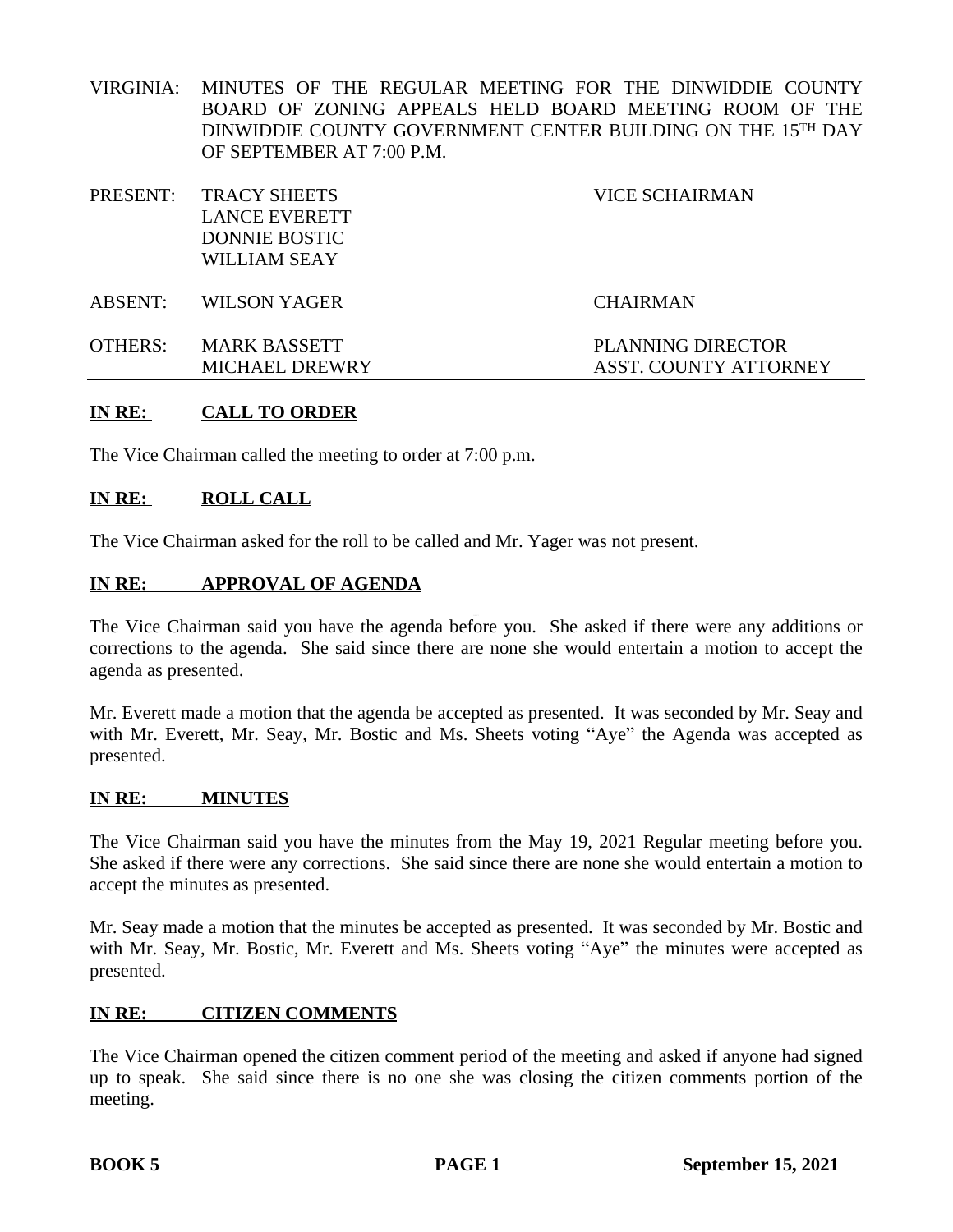VIRGINIA: MINUTES OF THE REGULAR MEETING FOR THE DINWIDDIE COUNTY BOARD OF ZONING APPEALS HELD BOARD MEETING ROOM OF THE DINWIDDIE COUNTY GOVERNMENT CENTER BUILDING ON THE 15TH DAY OF SEPTEMBER AT 7:00 P.M.

| | | |
|---|---|---|
| PRESENT: | TRACY SHEETS | VICE SCHAIRMAN |
| | LANCE EVERETT | |
| | DONNIE BOSTIC | |
| | WILLIAM SEAY | |
| ABSENT: | WILSON YAGER | CHAIRMAN |
| OTHERS: | MARK BASSETT | PLANNING DIRECTOR |
| | MICHAEL DREWRY | ASST. COUNTY ATTORNEY |

**IN RE: CALL TO ORDER**

The Vice Chairman called the meeting to order at 7:00 p.m.

**IN RE: ROLL CALL**

The Vice Chairman asked for the roll to be called and Mr. Yager was not present.

**IN RE: APPROVAL OF AGENDA**

The Vice Chairman said you have the agenda before you. She asked if there were any additions or corrections to the agenda. She said since there are none she would entertain a motion to accept the agenda as presented.

Mr. Everett made a motion that the agenda be accepted as presented. It was seconded by Mr. Seay and with Mr. Everett, Mr. Seay, Mr. Bostic and Ms. Sheets voting "Aye" the Agenda was accepted as presented.

**IN RE: MINUTES**

The Vice Chairman said you have the minutes from the May 19, 2021 Regular meeting before you. She asked if there were any corrections. She said since there are none she would entertain a motion to accept the minutes as presented.

Mr. Seay made a motion that the minutes be accepted as presented. It was seconded by Mr. Bostic and with Mr. Seay, Mr. Bostic, Mr. Everett and Ms. Sheets voting "Aye" the minutes were accepted as presented.

**IN RE: CITIZEN COMMENTS**

The Vice Chairman opened the citizen comment period of the meeting and asked if anyone had signed up to speak. She said since there is no one she was closing the citizen comments portion of the meeting.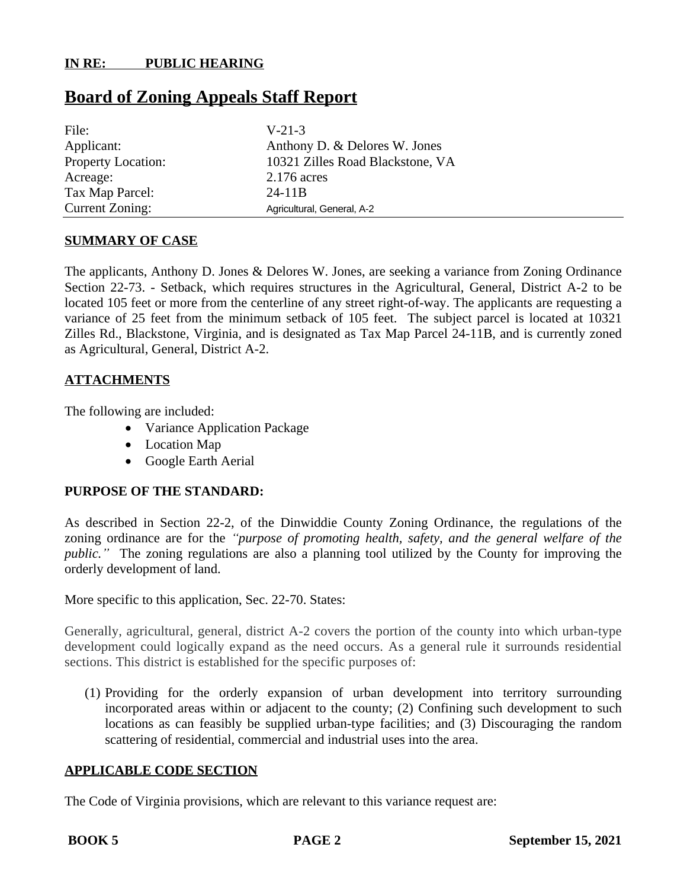**IN RE: PUBLIC HEARING**

# Board of Zoning Appeals Staff Report

| | |
|---|---|
| File: | V-21-3 |
| Applicant: | Anthony D. & Delores W. Jones |
| Property Location: | 10321 Zilles Road Blackstone, VA |
| Acreage: | 2.176 acres |
| Tax Map Parcel: | 24-11B |
| Current Zoning: | Agricultural, General, A-2 |

## SUMMARY OF CASE

The applicants, Anthony D. Jones & Delores W. Jones, are seeking a variance from Zoning Ordinance Section 22-73. - Setback, which requires structures in the Agricultural, General, District A-2 to be located 105 feet or more from the centerline of any street right-of-way. The applicants are requesting a variance of 25 feet from the minimum setback of 105 feet. The subject parcel is located at 10321 Zilles Rd., Blackstone, Virginia, and is designated as Tax Map Parcel 24-11B, and is currently zoned as Agricultural, General, District A-2.

## ATTACHMENTS

The following are included:

- Variance Application Package
- Location Map
- Google Earth Aerial

## PURPOSE OF THE STANDARD:

As described in Section 22-2, of the Dinwiddie County Zoning Ordinance, the regulations of the zoning ordinance are for the *"purpose of promoting health, safety, and the general welfare of the public."* The zoning regulations are also a planning tool utilized by the County for improving the orderly development of land.

More specific to this application, Sec. 22-70. States:

Generally, agricultural, general, district A-2 covers the portion of the county into which urban-type development could logically expand as the need occurs. As a general rule it surrounds residential sections. This district is established for the specific purposes of:

(1) Providing for the orderly expansion of urban development into territory surrounding incorporated areas within or adjacent to the county; (2) Confining such development to such locations as can feasibly be supplied urban-type facilities; and (3) Discouraging the random scattering of residential, commercial and industrial uses into the area.

## APPLICABLE CODE SECTION

The Code of Virginia provisions, which are relevant to this variance request are: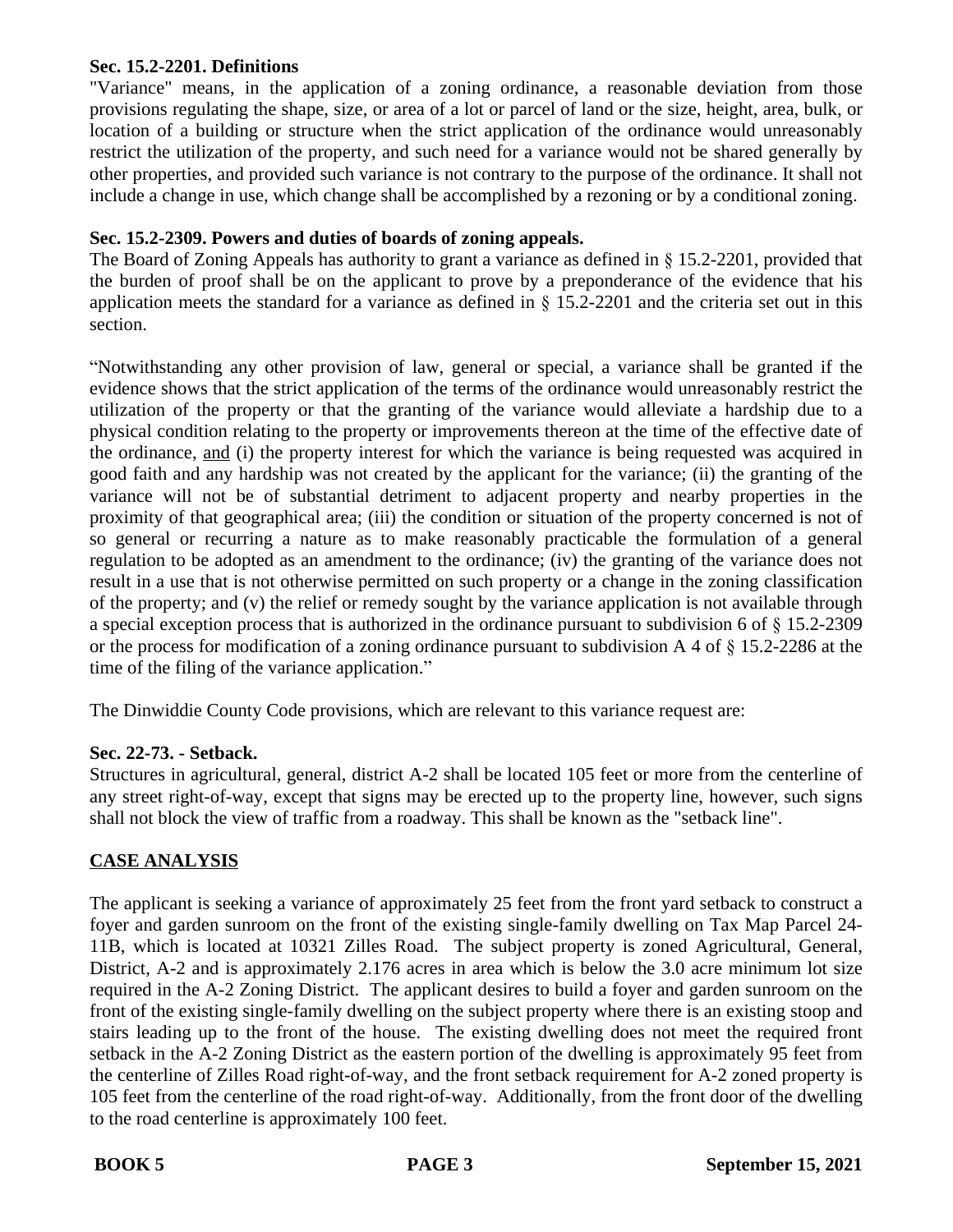**Sec. 15.2-2201. Definitions**

"Variance" means, in the application of a zoning ordinance, a reasonable deviation from those provisions regulating the shape, size, or area of a lot or parcel of land or the size, height, area, bulk, or location of a building or structure when the strict application of the ordinance would unreasonably restrict the utilization of the property, and such need for a variance would not be shared generally by other properties, and provided such variance is not contrary to the purpose of the ordinance. It shall not include a change in use, which change shall be accomplished by a rezoning or by a conditional zoning.

**Sec. 15.2-2309. Powers and duties of boards of zoning appeals.**

The Board of Zoning Appeals has authority to grant a variance as defined in § 15.2-2201, provided that the burden of proof shall be on the applicant to prove by a preponderance of the evidence that his application meets the standard for a variance as defined in § 15.2-2201 and the criteria set out in this section.

"Notwithstanding any other provision of law, general or special, a variance shall be granted if the evidence shows that the strict application of the terms of the ordinance would unreasonably restrict the utilization of the property or that the granting of the variance would alleviate a hardship due to a physical condition relating to the property or improvements thereon at the time of the effective date of the ordinance, <u>and</u> (i) the property interest for which the variance is being requested was acquired in good faith and any hardship was not created by the applicant for the variance; (ii) the granting of the variance will not be of substantial detriment to adjacent property and nearby properties in the proximity of that geographical area; (iii) the condition or situation of the property concerned is not of so general or recurring a nature as to make reasonably practicable the formulation of a general regulation to be adopted as an amendment to the ordinance; (iv) the granting of the variance does not result in a use that is not otherwise permitted on such property or a change in the zoning classification of the property; and (v) the relief or remedy sought by the variance application is not available through a special exception process that is authorized in the ordinance pursuant to subdivision 6 of § 15.2-2309 or the process for modification of a zoning ordinance pursuant to subdivision A 4 of § 15.2-2286 at the time of the filing of the variance application."

The Dinwiddie County Code provisions, which are relevant to this variance request are:

**Sec. 22-73. - Setback.**

Structures in agricultural, general, district A-2 shall be located 105 feet or more from the centerline of any street right-of-way, except that signs may be erected up to the property line, however, such signs shall not block the view of traffic from a roadway. This shall be known as the "setback line".

## <u>CASE ANALYSIS</u>

The applicant is seeking a variance of approximately 25 feet from the front yard setback to construct a foyer and garden sunroom on the front of the existing single-family dwelling on Tax Map Parcel 24-11B, which is located at 10321 Zilles Road. The subject property is zoned Agricultural, General, District, A-2 and is approximately 2.176 acres in area which is below the 3.0 acre minimum lot size required in the A-2 Zoning District. The applicant desires to build a foyer and garden sunroom on the front of the existing single-family dwelling on the subject property where there is an existing stoop and stairs leading up to the front of the house. The existing dwelling does not meet the required front setback in the A-2 Zoning District as the eastern portion of the dwelling is approximately 95 feet from the centerline of Zilles Road right-of-way, and the front setback requirement for A-2 zoned property is 105 feet from the centerline of the road right-of-way. Additionally, from the front door of the dwelling to the road centerline is approximately 100 feet.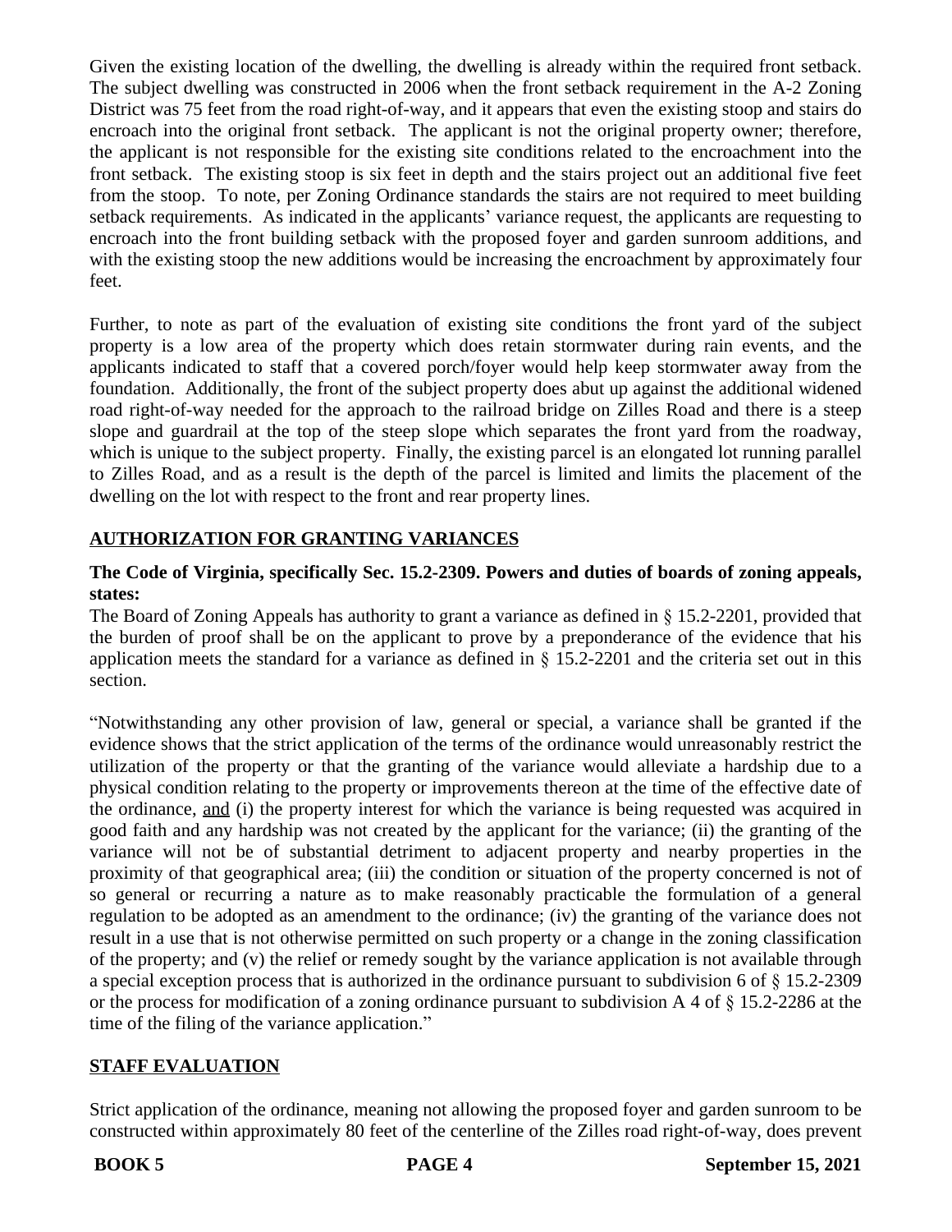Given the existing location of the dwelling, the dwelling is already within the required front setback. The subject dwelling was constructed in 2006 when the front setback requirement in the A-2 Zoning District was 75 feet from the road right-of-way, and it appears that even the existing stoop and stairs do encroach into the original front setback. The applicant is not the original property owner; therefore, the applicant is not responsible for the existing site conditions related to the encroachment into the front setback. The existing stoop is six feet in depth and the stairs project out an additional five feet from the stoop. To note, per Zoning Ordinance standards the stairs are not required to meet building setback requirements. As indicated in the applicants' variance request, the applicants are requesting to encroach into the front building setback with the proposed foyer and garden sunroom additions, and with the existing stoop the new additions would be increasing the encroachment by approximately four feet.

Further, to note as part of the evaluation of existing site conditions the front yard of the subject property is a low area of the property which does retain stormwater during rain events, and the applicants indicated to staff that a covered porch/foyer would help keep stormwater away from the foundation. Additionally, the front of the subject property does abut up against the additional widened road right-of-way needed for the approach to the railroad bridge on Zilles Road and there is a steep slope and guardrail at the top of the steep slope which separates the front yard from the roadway, which is unique to the subject property. Finally, the existing parcel is an elongated lot running parallel to Zilles Road, and as a result is the depth of the parcel is limited and limits the placement of the dwelling on the lot with respect to the front and rear property lines.

## AUTHORIZATION FOR GRANTING VARIANCES

**The Code of Virginia, specifically Sec. 15.2-2309. Powers and duties of boards of zoning appeals, states:**

The Board of Zoning Appeals has authority to grant a variance as defined in § 15.2-2201, provided that the burden of proof shall be on the applicant to prove by a preponderance of the evidence that his application meets the standard for a variance as defined in § 15.2-2201 and the criteria set out in this section.

"Notwithstanding any other provision of law, general or special, a variance shall be granted if the evidence shows that the strict application of the terms of the ordinance would unreasonably restrict the utilization of the property or that the granting of the variance would alleviate a hardship due to a physical condition relating to the property or improvements thereon at the time of the effective date of the ordinance, and (i) the property interest for which the variance is being requested was acquired in good faith and any hardship was not created by the applicant for the variance; (ii) the granting of the variance will not be of substantial detriment to adjacent property and nearby properties in the proximity of that geographical area; (iii) the condition or situation of the property concerned is not of so general or recurring a nature as to make reasonably practicable the formulation of a general regulation to be adopted as an amendment to the ordinance; (iv) the granting of the variance does not result in a use that is not otherwise permitted on such property or a change in the zoning classification of the property; and (v) the relief or remedy sought by the variance application is not available through a special exception process that is authorized in the ordinance pursuant to subdivision 6 of § 15.2-2309 or the process for modification of a zoning ordinance pursuant to subdivision A 4 of § 15.2-2286 at the time of the filing of the variance application."

## STAFF EVALUATION

Strict application of the ordinance, meaning not allowing the proposed foyer and garden sunroom to be constructed within approximately 80 feet of the centerline of the Zilles road right-of-way, does prevent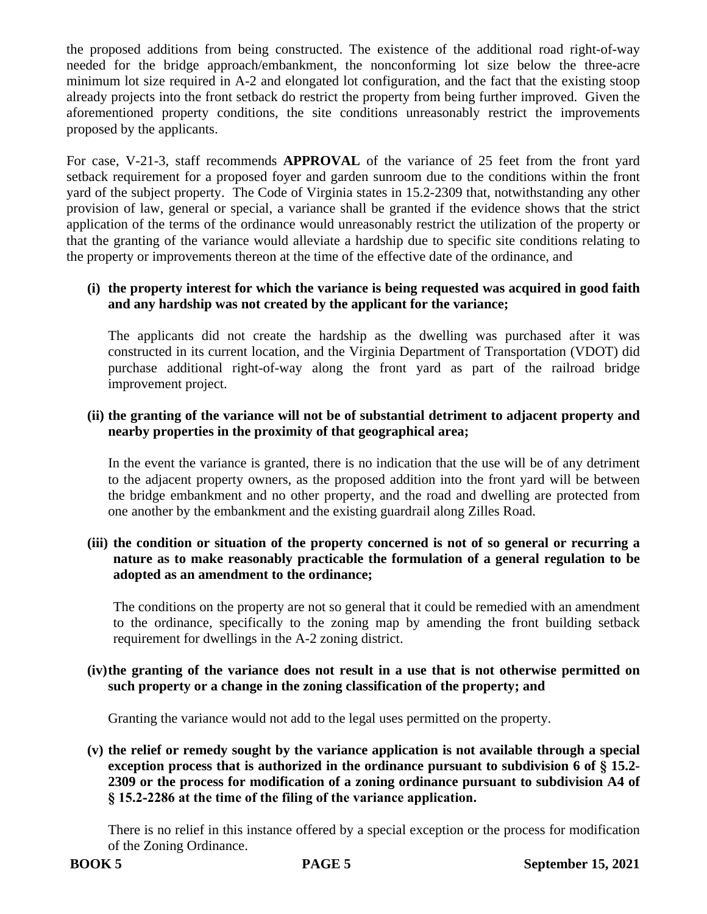the proposed additions from being constructed. The existence of the additional road right-of-way needed for the bridge approach/embankment, the nonconforming lot size below the three-acre minimum lot size required in A-2 and elongated lot configuration, and the fact that the existing stoop already projects into the front setback do restrict the property from being further improved. Given the aforementioned property conditions, the site conditions unreasonably restrict the improvements proposed by the applicants.

For case, V-21-3, staff recommends **APPROVAL** of the variance of 25 feet from the front yard setback requirement for a proposed foyer and garden sunroom due to the conditions within the front yard of the subject property. The Code of Virginia states in 15.2-2309 that, notwithstanding any other provision of law, general or special, a variance shall be granted if the evidence shows that the strict application of the terms of the ordinance would unreasonably restrict the utilization of the property or that the granting of the variance would alleviate a hardship due to specific site conditions relating to the property or improvements thereon at the time of the effective date of the ordinance, and

**(i) the property interest for which the variance is being requested was acquired in good faith and any hardship was not created by the applicant for the variance;**

The applicants did not create the hardship as the dwelling was purchased after it was constructed in its current location, and the Virginia Department of Transportation (VDOT) did purchase additional right-of-way along the front yard as part of the railroad bridge improvement project.

**(ii) the granting of the variance will not be of substantial detriment to adjacent property and nearby properties in the proximity of that geographical area;**

In the event the variance is granted, there is no indication that the use will be of any detriment to the adjacent property owners, as the proposed addition into the front yard will be between the bridge embankment and no other property, and the road and dwelling are protected from one another by the embankment and the existing guardrail along Zilles Road.

**(iii) the condition or situation of the property concerned is not of so general or recurring a nature as to make reasonably practicable the formulation of a general regulation to be adopted as an amendment to the ordinance;**

The conditions on the property are not so general that it could be remedied with an amendment to the ordinance, specifically to the zoning map by amending the front building setback requirement for dwellings in the A-2 zoning district.

**(iv) the granting of the variance does not result in a use that is not otherwise permitted on such property or a change in the zoning classification of the property; and**

Granting the variance would not add to the legal uses permitted on the property.

**(v) the relief or remedy sought by the variance application is not available through a special exception process that is authorized in the ordinance pursuant to subdivision 6 of § 15.2-2309 or the process for modification of a zoning ordinance pursuant to subdivision A4 of § 15.2-2286 at the time of the filing of the variance application.**

There is no relief in this instance offered by a special exception or the process for modification of the Zoning Ordinance.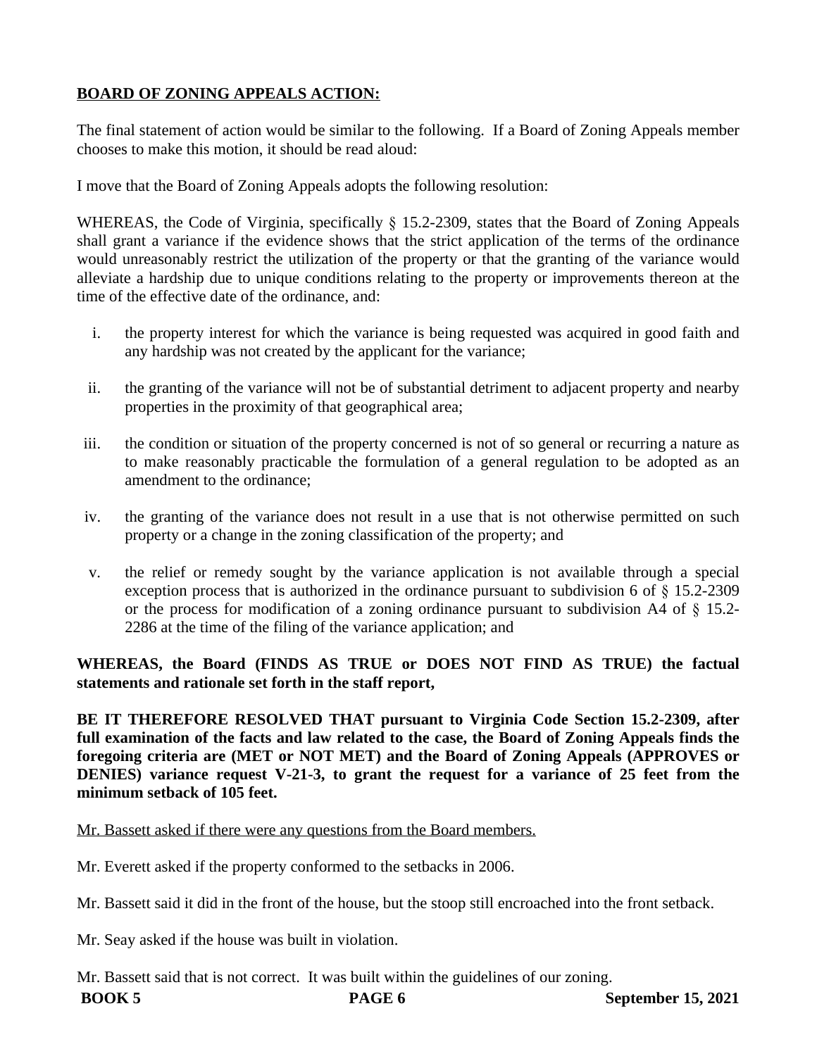**BOARD OF ZONING APPEALS ACTION:**

The final statement of action would be similar to the following. If a Board of Zoning Appeals member chooses to make this motion, it should be read aloud:

I move that the Board of Zoning Appeals adopts the following resolution:

WHEREAS, the Code of Virginia, specifically § 15.2-2309, states that the Board of Zoning Appeals shall grant a variance if the evidence shows that the strict application of the terms of the ordinance would unreasonably restrict the utilization of the property or that the granting of the variance would alleviate a hardship due to unique conditions relating to the property or improvements thereon at the time of the effective date of the ordinance, and:

i. the property interest for which the variance is being requested was acquired in good faith and any hardship was not created by the applicant for the variance;

ii. the granting of the variance will not be of substantial detriment to adjacent property and nearby properties in the proximity of that geographical area;

iii. the condition or situation of the property concerned is not of so general or recurring a nature as to make reasonably practicable the formulation of a general regulation to be adopted as an amendment to the ordinance;

iv. the granting of the variance does not result in a use that is not otherwise permitted on such property or a change in the zoning classification of the property; and

v. the relief or remedy sought by the variance application is not available through a special exception process that is authorized in the ordinance pursuant to subdivision 6 of § 15.2-2309 or the process for modification of a zoning ordinance pursuant to subdivision A4 of § 15.2-2286 at the time of the filing of the variance application; and

**WHEREAS, the Board (FINDS AS TRUE or DOES NOT FIND AS TRUE) the factual statements and rationale set forth in the staff report,**

**BE IT THEREFORE RESOLVED THAT pursuant to Virginia Code Section 15.2-2309, after full examination of the facts and law related to the case, the Board of Zoning Appeals finds the foregoing criteria are (MET or NOT MET) and the Board of Zoning Appeals (APPROVES or DENIES) variance request V-21-3, to grant the request for a variance of 25 feet from the minimum setback of 105 feet.**

Mr. Bassett asked if there were any questions from the Board members.

Mr. Everett asked if the property conformed to the setbacks in 2006.

Mr. Bassett said it did in the front of the house, but the stoop still encroached into the front setback.

Mr. Seay asked if the house was built in violation.

Mr. Bassett said that is not correct. It was built within the guidelines of our zoning.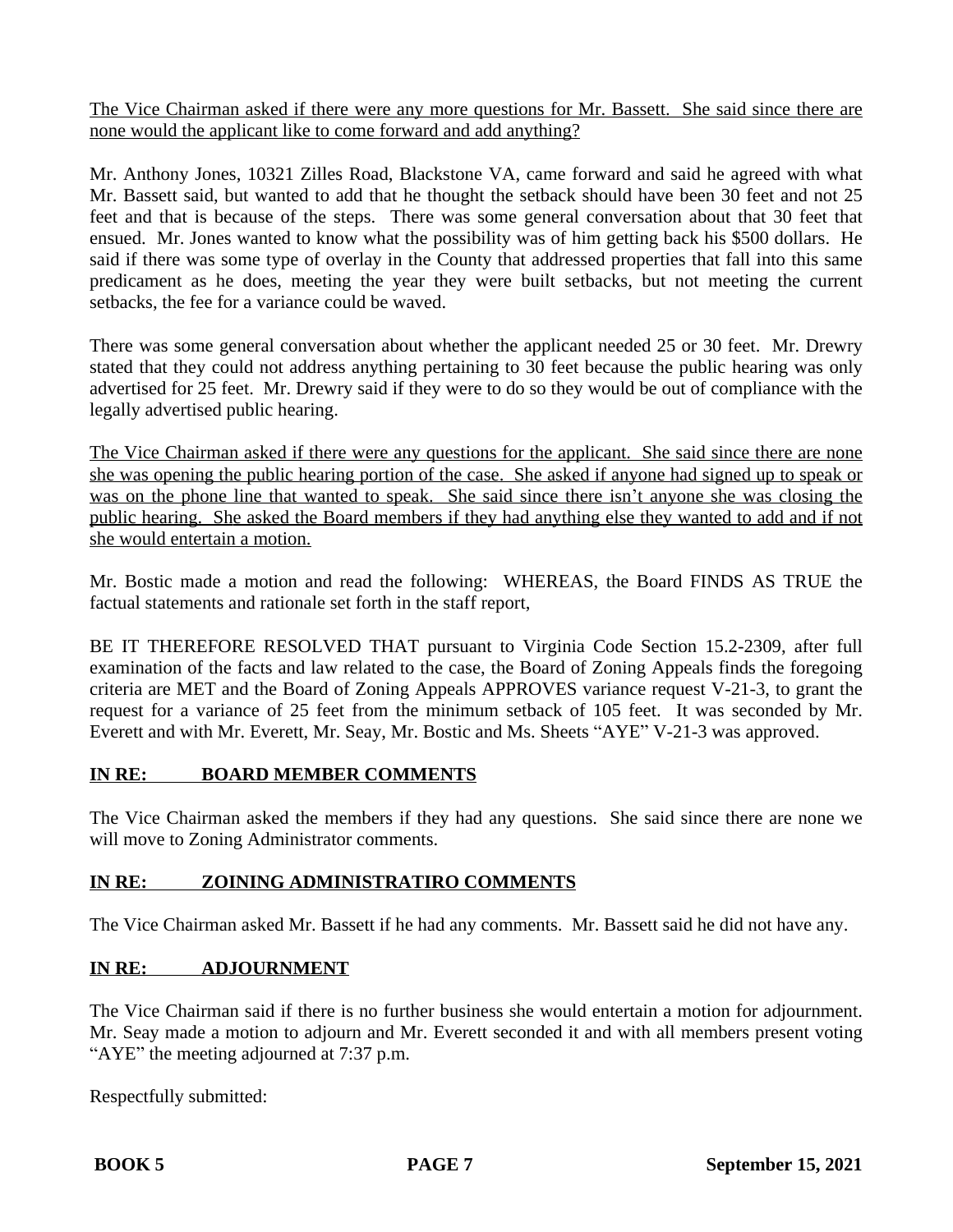The Vice Chairman asked if there were any more questions for Mr. Bassett. She said since there are none would the applicant like to come forward and add anything?

Mr. Anthony Jones, 10321 Zilles Road, Blackstone VA, came forward and said he agreed with what Mr. Bassett said, but wanted to add that he thought the setback should have been 30 feet and not 25 feet and that is because of the steps. There was some general conversation about that 30 feet that ensued. Mr. Jones wanted to know what the possibility was of him getting back his $500 dollars. He said if there was some type of overlay in the County that addressed properties that fall into this same predicament as he does, meeting the year they were built setbacks, but not meeting the current setbacks, the fee for a variance could be waved.

There was some general conversation about whether the applicant needed 25 or 30 feet. Mr. Drewry stated that they could not address anything pertaining to 30 feet because the public hearing was only advertised for 25 feet. Mr. Drewry said if they were to do so they would be out of compliance with the legally advertised public hearing.

The Vice Chairman asked if there were any questions for the applicant. She said since there are none she was opening the public hearing portion of the case. She asked if anyone had signed up to speak or was on the phone line that wanted to speak. She said since there isn't anyone she was closing the public hearing. She asked the Board members if they had anything else they wanted to add and if not she would entertain a motion.

Mr. Bostic made a motion and read the following: WHEREAS, the Board FINDS AS TRUE the factual statements and rationale set forth in the staff report,

BE IT THEREFORE RESOLVED THAT pursuant to Virginia Code Section 15.2-2309, after full examination of the facts and law related to the case, the Board of Zoning Appeals finds the foregoing criteria are MET and the Board of Zoning Appeals APPROVES variance request V-21-3, to grant the request for a variance of 25 feet from the minimum setback of 105 feet. It was seconded by Mr. Everett and with Mr. Everett, Mr. Seay, Mr. Bostic and Ms. Sheets "AYE" V-21-3 was approved.

**IN RE: BOARD MEMBER COMMENTS**

The Vice Chairman asked the members if they had any questions. She said since there are none we will move to Zoning Administrator comments.

**IN RE: ZOINING ADMINISTRATIRO COMMENTS**

The Vice Chairman asked Mr. Bassett if he had any comments. Mr. Bassett said he did not have any.

**IN RE: ADJOURNMENT**

The Vice Chairman said if there is no further business she would entertain a motion for adjournment. Mr. Seay made a motion to adjourn and Mr. Everett seconded it and with all members present voting "AYE" the meeting adjourned at 7:37 p.m.

Respectfully submitted: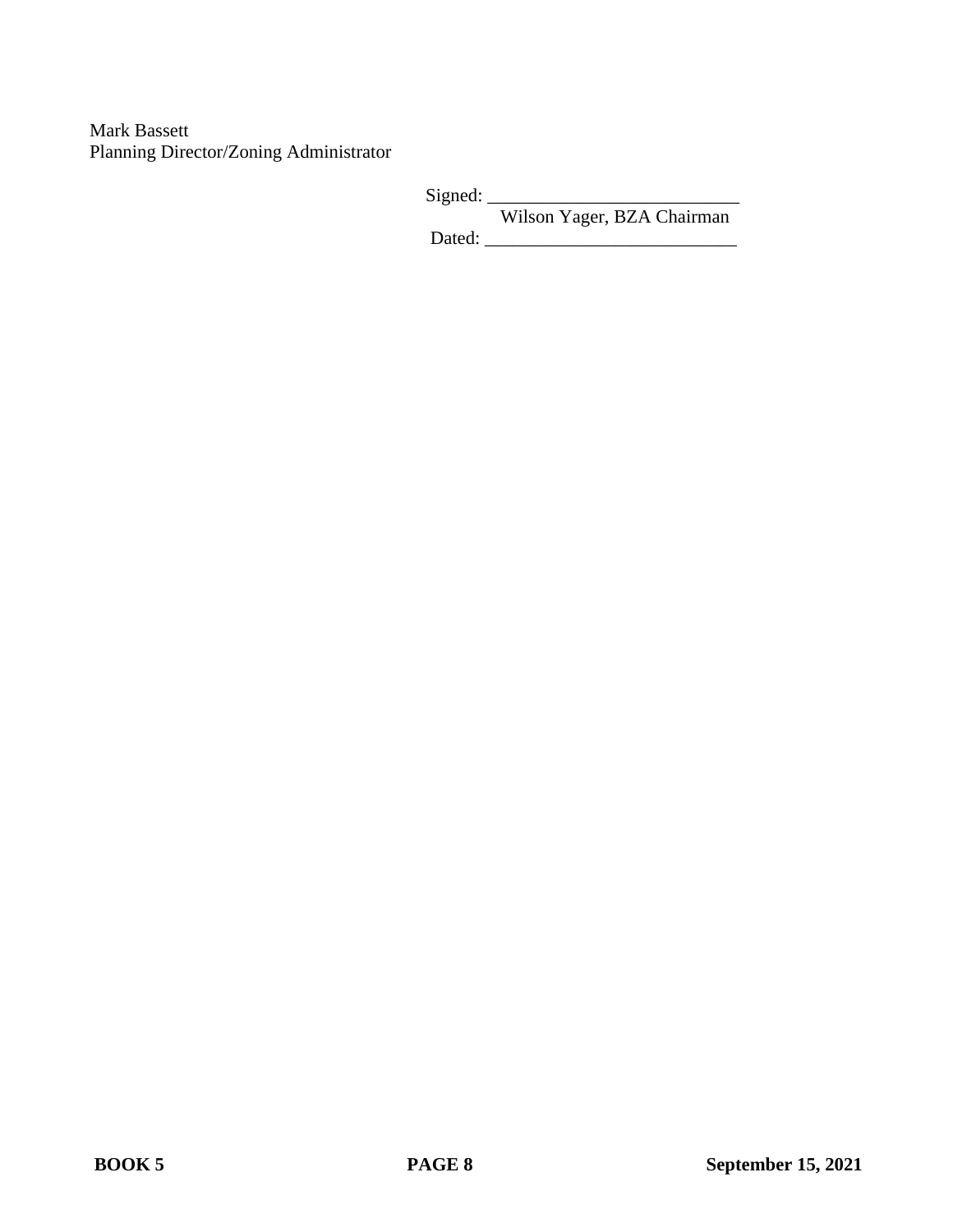Mark Bassett
Planning Director/Zoning Administrator

Signed: ___________________________
Wilson Yager, BZA Chairman
Dated: ___________________________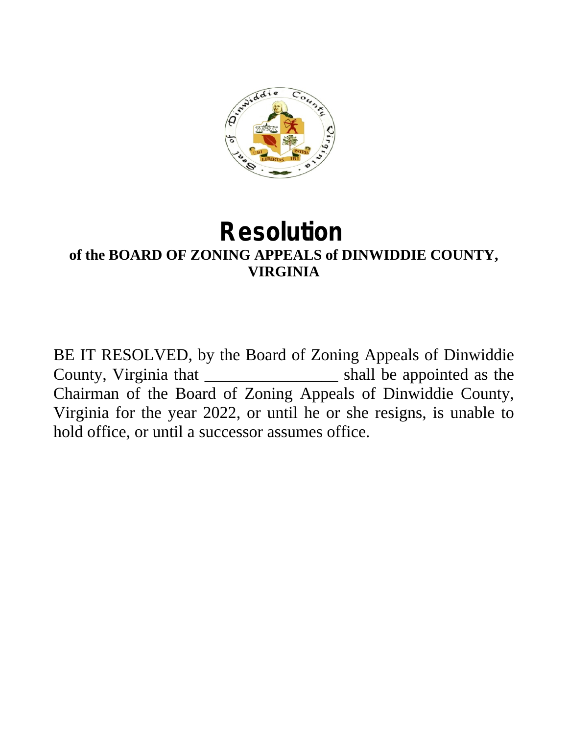# Resolution

**of the BOARD OF ZONING APPEALS of DINWIDDIE COUNTY, VIRGINIA**

BE IT RESOLVED, by the Board of Zoning Appeals of Dinwiddie County, Virginia that ________________ shall be appointed as the Chairman of the Board of Zoning Appeals of Dinwiddie County, Virginia for the year 2022, or until he or she resigns, is unable to hold office, or until a successor assumes office.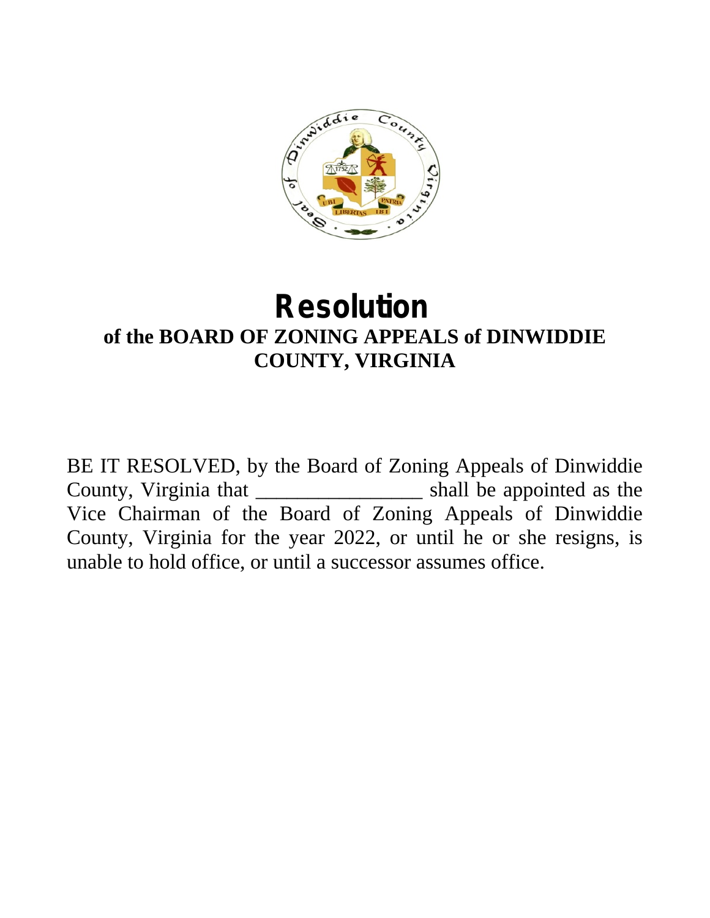# Resolution

## of the BOARD OF ZONING APPEALS of DINWIDDIE COUNTY, VIRGINIA

BE IT RESOLVED, by the Board of Zoning Appeals of Dinwiddie County, Virginia that ________________ shall be appointed as the Vice Chairman of the Board of Zoning Appeals of Dinwiddie County, Virginia for the year 2022, or until he or she resigns, is unable to hold office, or until a successor assumes office.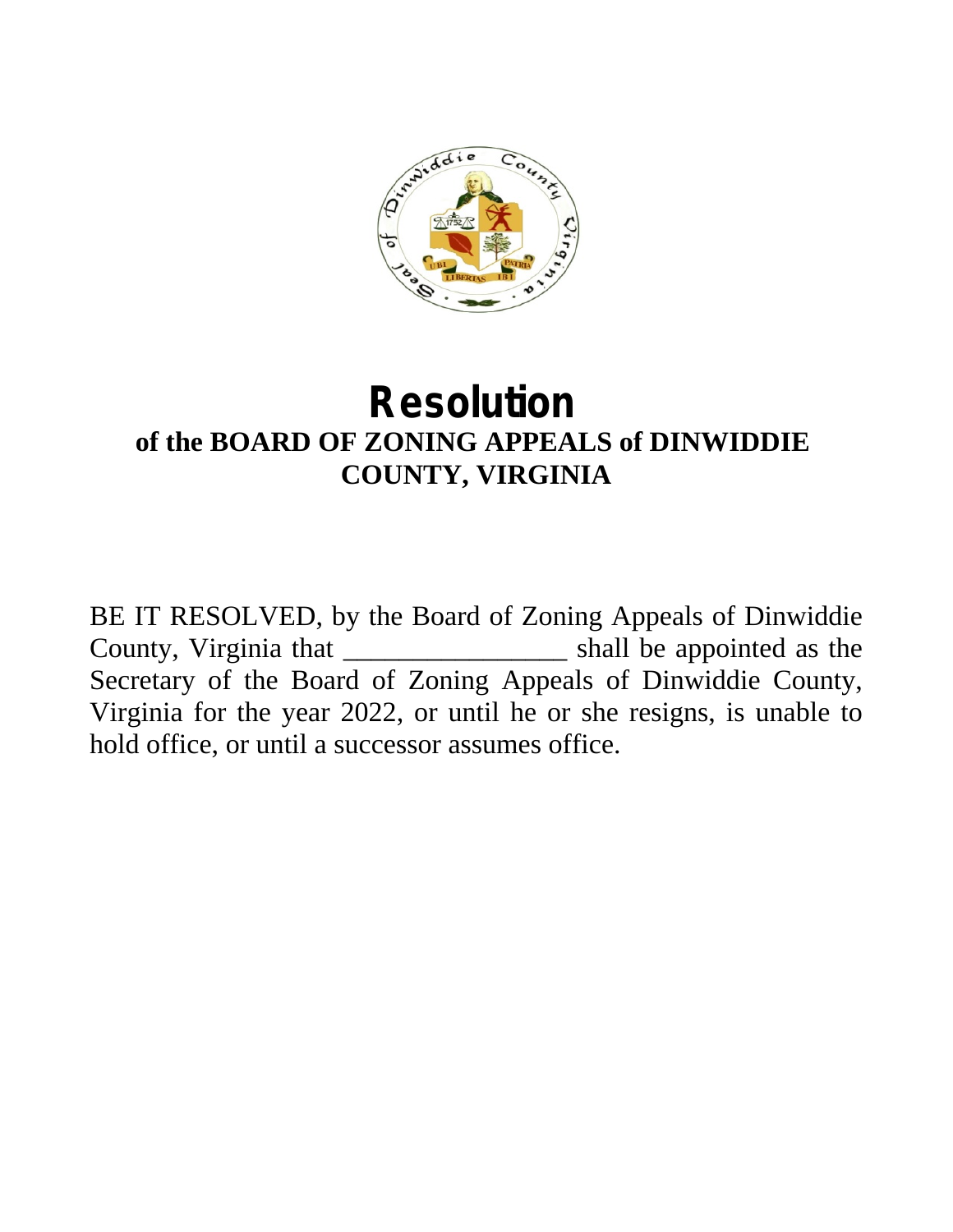# Resolution

## of the BOARD OF ZONING APPEALS of DINWIDDIE COUNTY, VIRGINIA

BE IT RESOLVED, by the Board of Zoning Appeals of Dinwiddie County, Virginia that ________________ shall be appointed as the Secretary of the Board of Zoning Appeals of Dinwiddie County, Virginia for the year 2022, or until he or she resigns, is unable to hold office, or until a successor assumes office.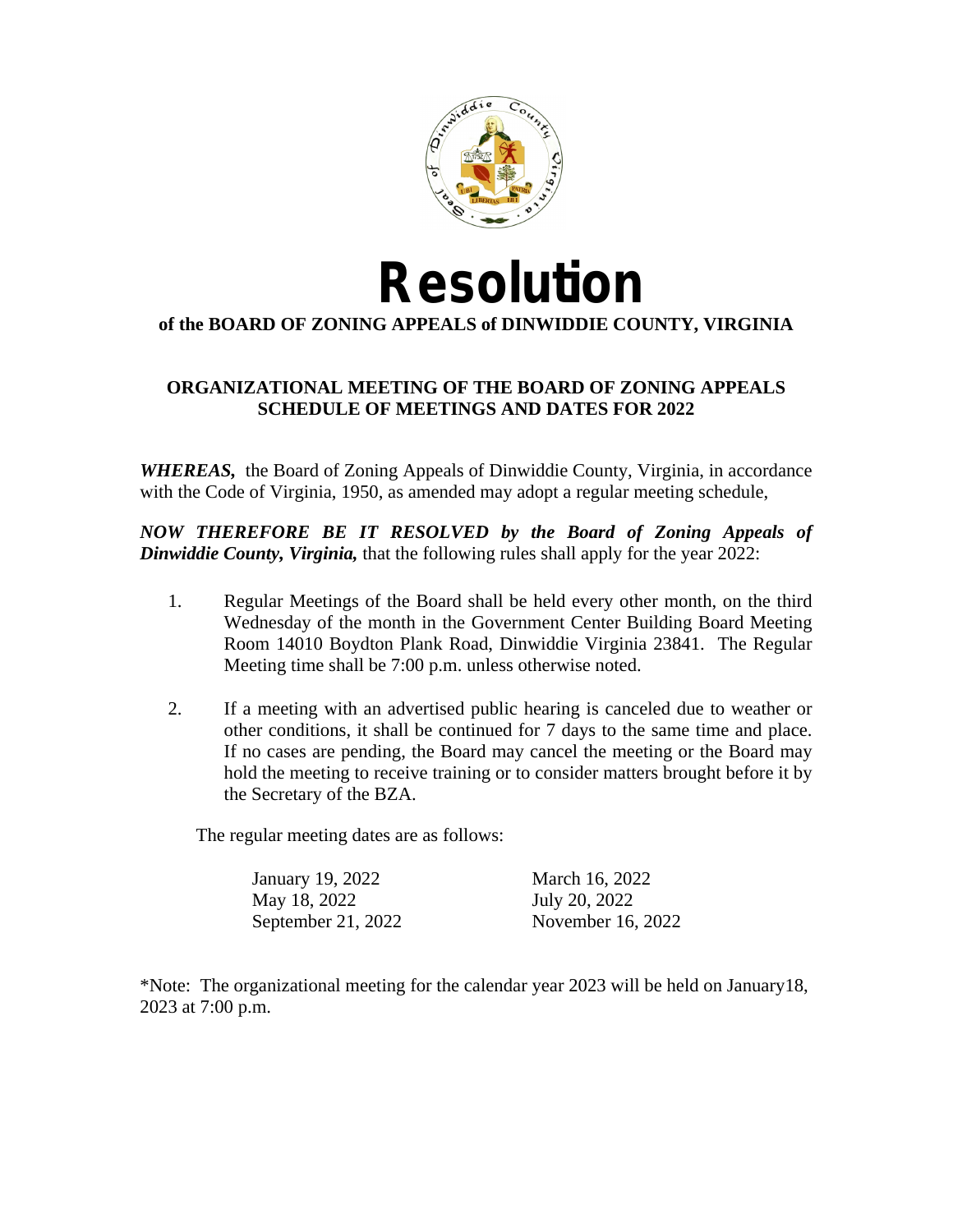# Resolution

**of the BOARD OF ZONING APPEALS of DINWIDDIE COUNTY, VIRGINIA**

**ORGANIZATIONAL MEETING OF THE BOARD OF ZONING APPEALS SCHEDULE OF MEETINGS AND DATES FOR 2022**

***WHEREAS,*** the Board of Zoning Appeals of Dinwiddie County, Virginia, in accordance with the Code of Virginia, 1950, as amended may adopt a regular meeting schedule,

***NOW THEREFORE BE IT RESOLVED by the Board of Zoning Appeals of Dinwiddie County, Virginia,*** that the following rules shall apply for the year 2022:

1. Regular Meetings of the Board shall be held every other month, on the third Wednesday of the month in the Government Center Building Board Meeting Room 14010 Boydton Plank Road, Dinwiddie Virginia 23841. The Regular Meeting time shall be 7:00 p.m. unless otherwise noted.

2. If a meeting with an advertised public hearing is canceled due to weather or other conditions, it shall be continued for 7 days to the same time and place. If no cases are pending, the Board may cancel the meeting or the Board may hold the meeting to receive training or to consider matters brought before it by the Secretary of the BZA.

The regular meeting dates are as follows:

| | |
|---|---|
| January 19, 2022 | March 16, 2022 |
| May 18, 2022 | July 20, 2022 |
| September 21, 2022 | November 16, 2022 |

*Note: The organizational meeting for the calendar year 2023 will be held on January18, 2023 at 7:00 p.m.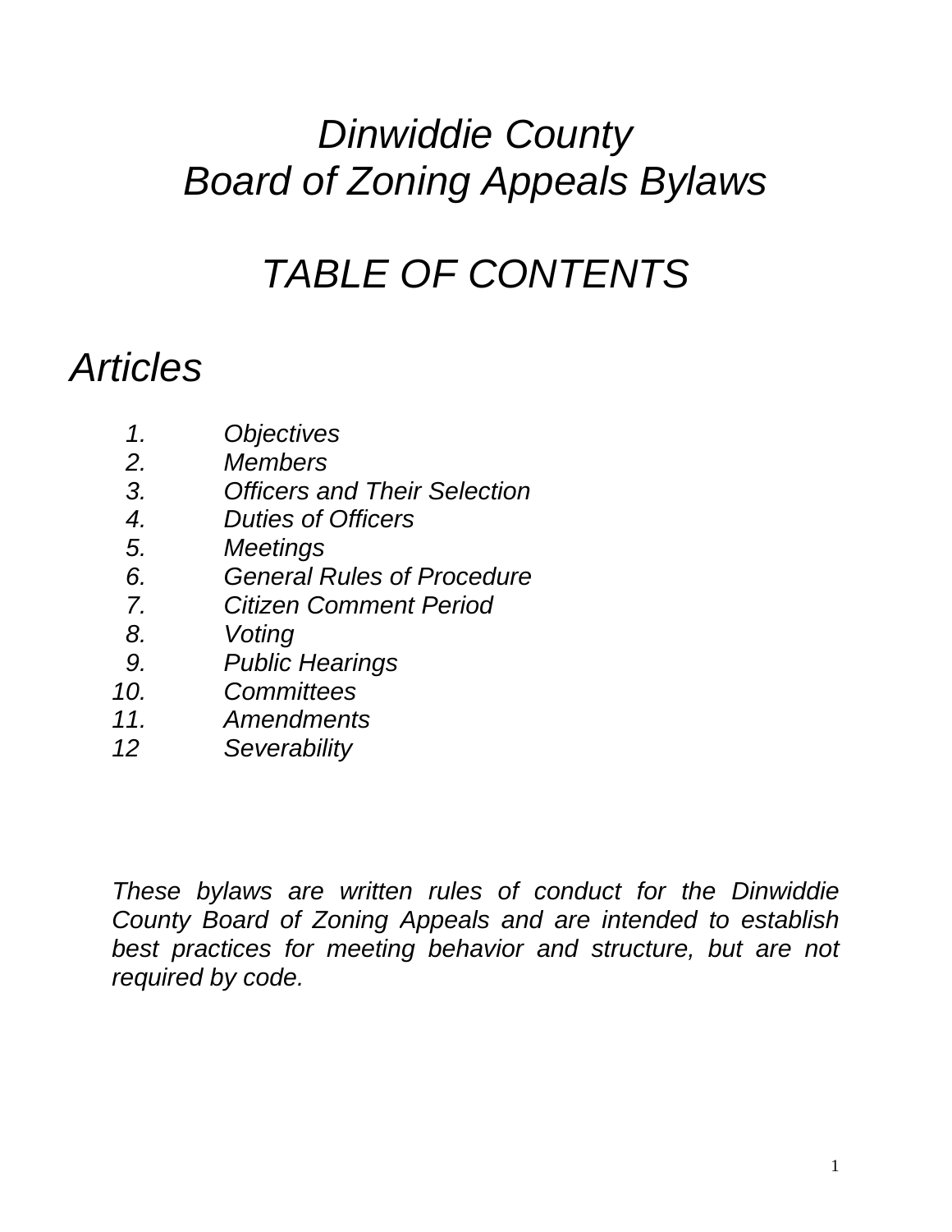# *Dinwiddie County Board of Zoning Appeals Bylaws*

# *TABLE OF CONTENTS*

## *Articles*

1. *Objectives*
2. *Members*
3. *Officers and Their Selection*
4. *Duties of Officers*
5. *Meetings*
6. *General Rules of Procedure*
7. *Citizen Comment Period*
8. *Voting*
9. *Public Hearings*
10. *Committees*
11. *Amendments*
12 *Severability*

*These bylaws are written rules of conduct for the Dinwiddie County Board of Zoning Appeals and are intended to establish best practices for meeting behavior and structure, but are not required by code.*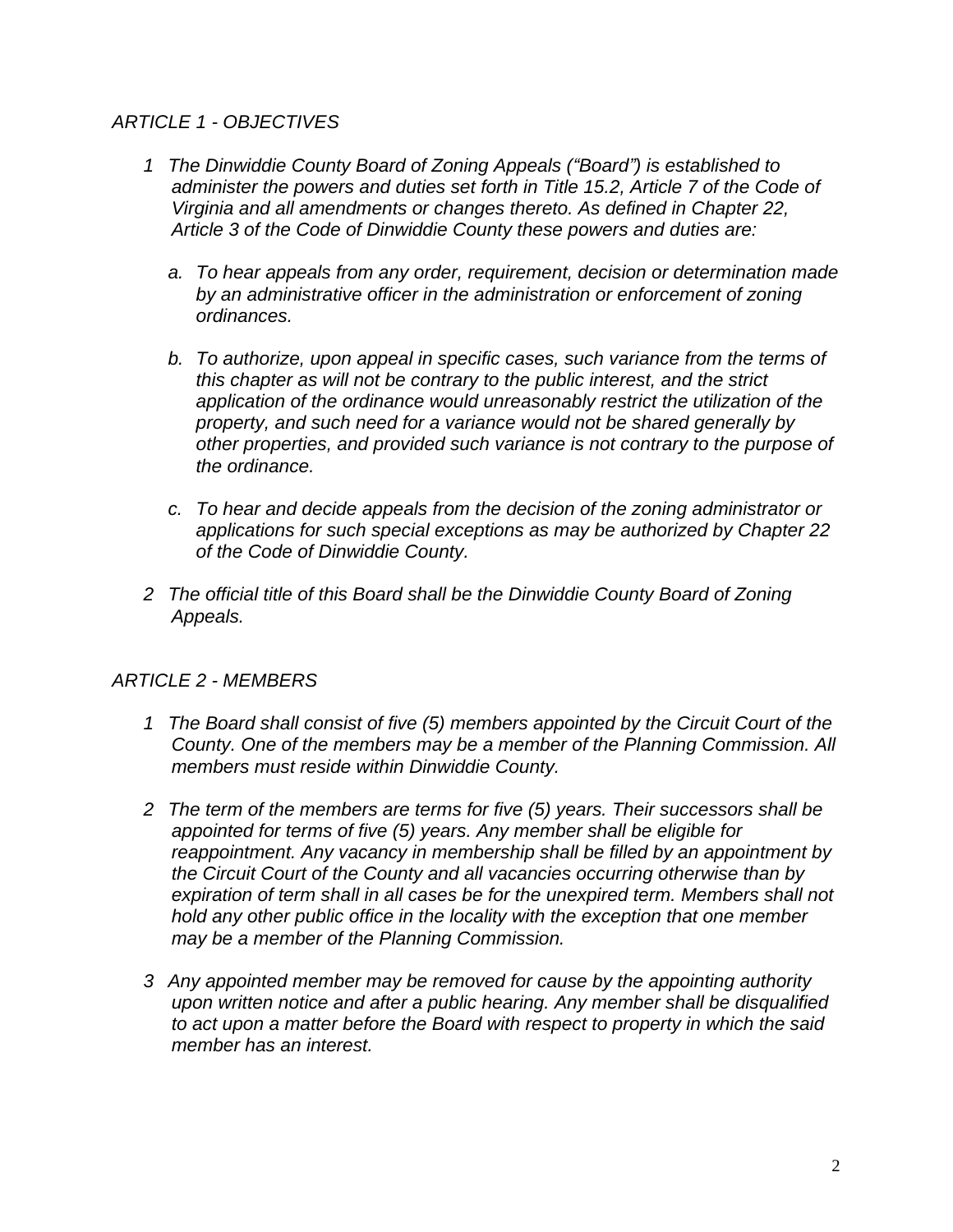## *ARTICLE 1 - OBJECTIVES*

*1 The Dinwiddie County Board of Zoning Appeals ("Board") is established to administer the powers and duties set forth in Title 15.2, Article 7 of the Code of Virginia and all amendments or changes thereto. As defined in Chapter 22, Article 3 of the Code of Dinwiddie County these powers and duties are:*

*a. To hear appeals from any order, requirement, decision or determination made by an administrative officer in the administration or enforcement of zoning ordinances.*

*b. To authorize, upon appeal in specific cases, such variance from the terms of this chapter as will not be contrary to the public interest, and the strict application of the ordinance would unreasonably restrict the utilization of the property, and such need for a variance would not be shared generally by other properties, and provided such variance is not contrary to the purpose of the ordinance.*

*c. To hear and decide appeals from the decision of the zoning administrator or applications for such special exceptions as may be authorized by Chapter 22 of the Code of Dinwiddie County.*

*2 The official title of this Board shall be the Dinwiddie County Board of Zoning Appeals.*

## *ARTICLE 2 - MEMBERS*

*1 The Board shall consist of five (5) members appointed by the Circuit Court of the County. One of the members may be a member of the Planning Commission. All members must reside within Dinwiddie County.*

*2 The term of the members are terms for five (5) years. Their successors shall be appointed for terms of five (5) years. Any member shall be eligible for reappointment. Any vacancy in membership shall be filled by an appointment by the Circuit Court of the County and all vacancies occurring otherwise than by expiration of term shall in all cases be for the unexpired term. Members shall not hold any other public office in the locality with the exception that one member may be a member of the Planning Commission.*

*3 Any appointed member may be removed for cause by the appointing authority upon written notice and after a public hearing. Any member shall be disqualified to act upon a matter before the Board with respect to property in which the said member has an interest.*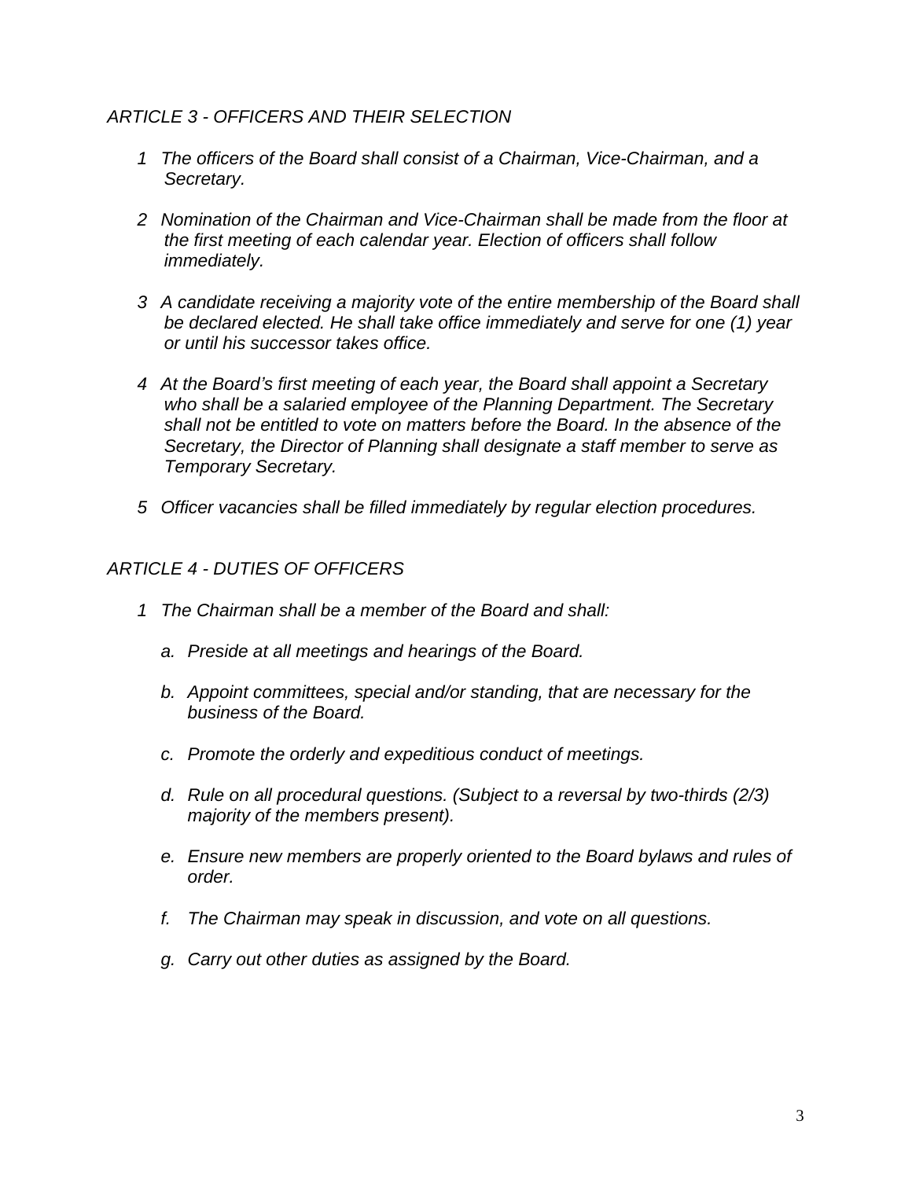## *ARTICLE 3 - OFFICERS AND THEIR SELECTION*

1. *The officers of the Board shall consist of a Chairman, Vice-Chairman, and a Secretary.*

2. *Nomination of the Chairman and Vice-Chairman shall be made from the floor at the first meeting of each calendar year. Election of officers shall follow immediately.*

3. *A candidate receiving a majority vote of the entire membership of the Board shall be declared elected. He shall take office immediately and serve for one (1) year or until his successor takes office.*

4. *At the Board's first meeting of each year, the Board shall appoint a Secretary who shall be a salaried employee of the Planning Department. The Secretary shall not be entitled to vote on matters before the Board. In the absence of the Secretary, the Director of Planning shall designate a staff member to serve as Temporary Secretary.*

5. *Officer vacancies shall be filled immediately by regular election procedures.*

## *ARTICLE 4 - DUTIES OF OFFICERS*

1. *The Chairman shall be a member of the Board and shall:*

   a. *Preside at all meetings and hearings of the Board.*

   b. *Appoint committees, special and/or standing, that are necessary for the business of the Board.*

   c. *Promote the orderly and expeditious conduct of meetings.*

   d. *Rule on all procedural questions. (Subject to a reversal by two-thirds (2/3) majority of the members present).*

   e. *Ensure new members are properly oriented to the Board bylaws and rules of order.*

   f. *The Chairman may speak in discussion, and vote on all questions.*

   g. *Carry out other duties as assigned by the Board.*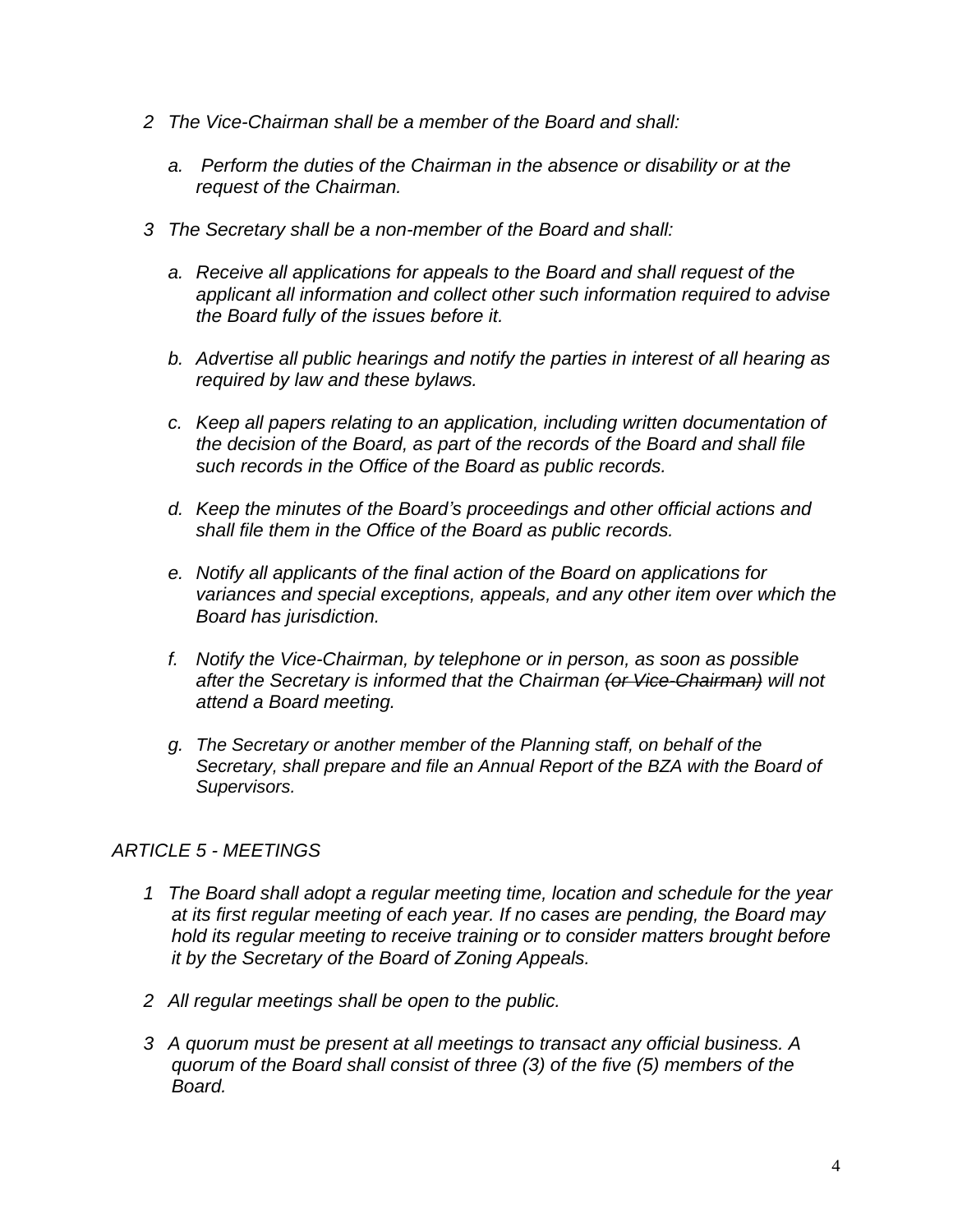2 *The Vice-Chairman shall be a member of the Board and shall:*

   a. *Perform the duties of the Chairman in the absence or disability or at the request of the Chairman.*

3 *The Secretary shall be a non-member of the Board and shall:*

   a. *Receive all applications for appeals to the Board and shall request of the applicant all information and collect other such information required to advise the Board fully of the issues before it.*

   b. *Advertise all public hearings and notify the parties in interest of all hearing as required by law and these bylaws.*

   c. *Keep all papers relating to an application, including written documentation of the decision of the Board, as part of the records of the Board and shall file such records in the Office of the Board as public records.*

   d. *Keep the minutes of the Board's proceedings and other official actions and shall file them in the Office of the Board as public records.*

   e. *Notify all applicants of the final action of the Board on applications for variances and special exceptions, appeals, and any other item over which the Board has jurisdiction.*

   f. *Notify the Vice-Chairman, by telephone or in person, as soon as possible after the Secretary is informed that the Chairman ~~(or Vice-Chairman)~~ will not attend a Board meeting.*

   g. *The Secretary or another member of the Planning staff, on behalf of the Secretary, shall prepare and file an Annual Report of the BZA with the Board of Supervisors.*

*ARTICLE 5 - MEETINGS*

1 *The Board shall adopt a regular meeting time, location and schedule for the year at its first regular meeting of each year. If no cases are pending, the Board may hold its regular meeting to receive training or to consider matters brought before it by the Secretary of the Board of Zoning Appeals.*

2 *All regular meetings shall be open to the public.*

3 *A quorum must be present at all meetings to transact any official business. A quorum of the Board shall consist of three (3) of the five (5) members of the Board.*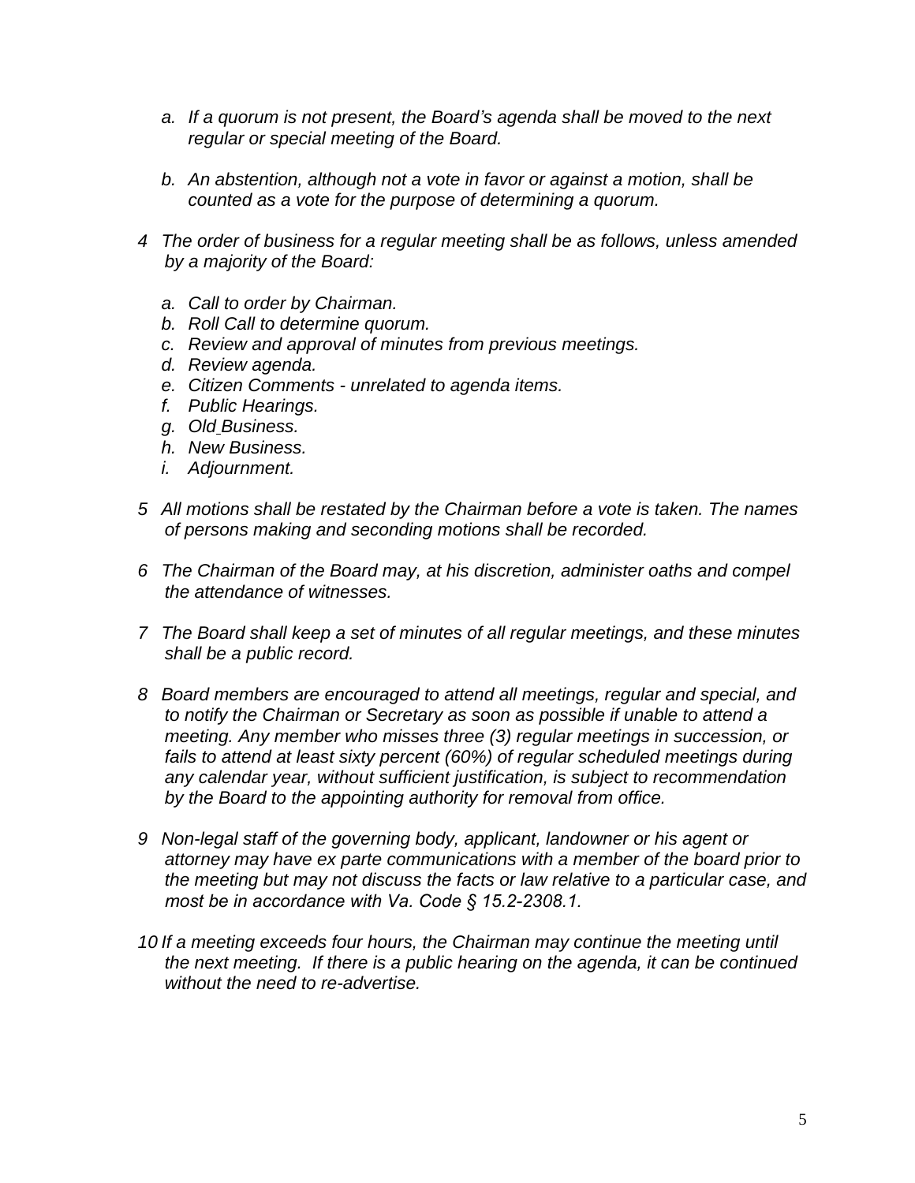*a. If a quorum is not present, the Board's agenda shall be moved to the next regular or special meeting of the Board.*

*b. An abstention, although not a vote in favor or against a motion, shall be counted as a vote for the purpose of determining a quorum.*

*4 The order of business for a regular meeting shall be as follows, unless amended by a majority of the Board:*

*a. Call to order by Chairman.*
*b. Roll Call to determine quorum.*
*c. Review and approval of minutes from previous meetings.*
*d. Review agenda.*
*e. Citizen Comments - unrelated to agenda items.*
*f. Public Hearings.*
*g. Old Business.*
*h. New Business.*
*i. Adjournment.*

*5 All motions shall be restated by the Chairman before a vote is taken. The names of persons making and seconding motions shall be recorded.*

*6 The Chairman of the Board may, at his discretion, administer oaths and compel the attendance of witnesses.*

*7 The Board shall keep a set of minutes of all regular meetings, and these minutes shall be a public record.*

*8 Board members are encouraged to attend all meetings, regular and special, and to notify the Chairman or Secretary as soon as possible if unable to attend a meeting. Any member who misses three (3) regular meetings in succession, or fails to attend at least sixty percent (60%) of regular scheduled meetings during any calendar year, without sufficient justification, is subject to recommendation by the Board to the appointing authority for removal from office.*

*9 Non-legal staff of the governing body, applicant, landowner or his agent or attorney may have ex parte communications with a member of the board prior to the meeting but may not discuss the facts or law relative to a particular case, and most be in accordance with Va. Code § 15.2-2308.1.*

*10 If a meeting exceeds four hours, the Chairman may continue the meeting until the next meeting. If there is a public hearing on the agenda, it can be continued without the need to re-advertise.*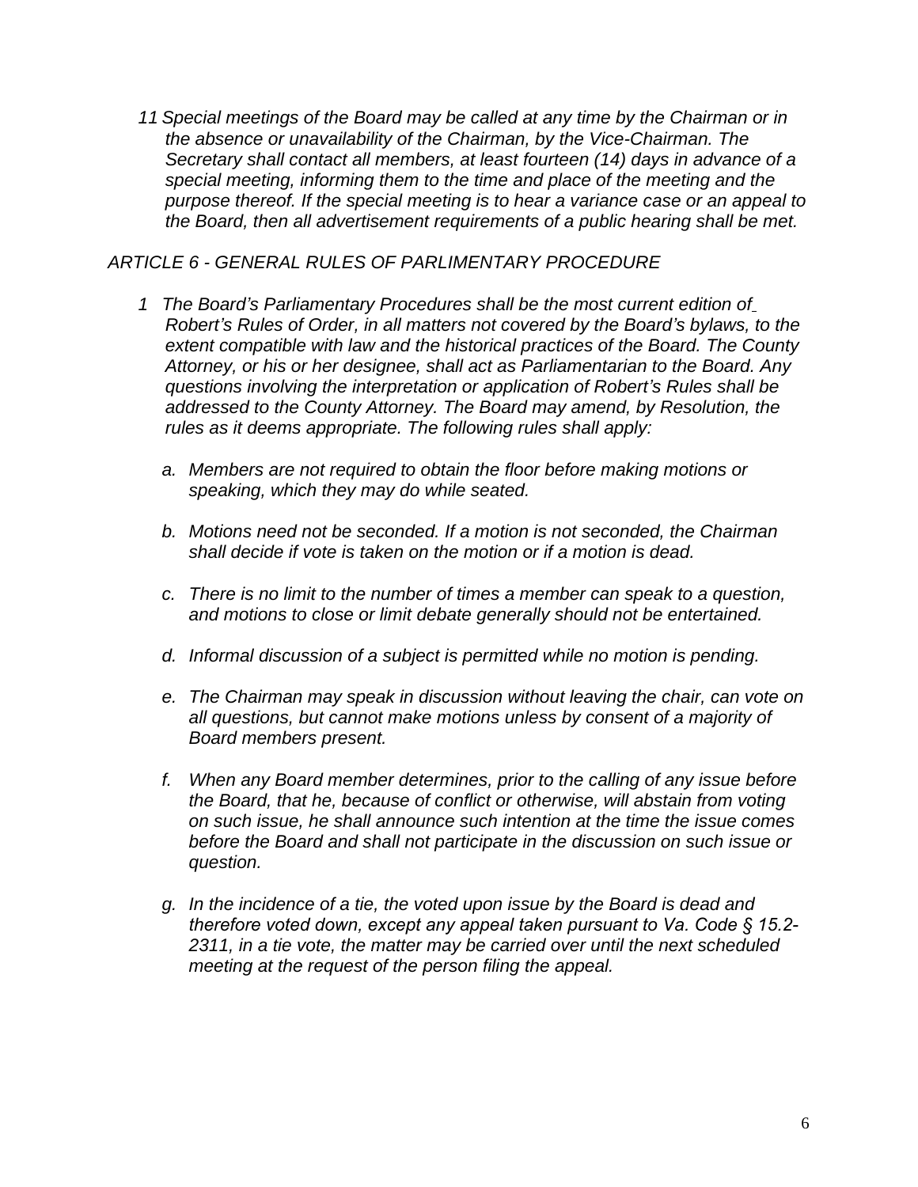*11 Special meetings of the Board may be called at any time by the Chairman or in the absence or unavailability of the Chairman, by the Vice-Chairman. The Secretary shall contact all members, at least fourteen (14) days in advance of a special meeting, informing them to the time and place of the meeting and the purpose thereof. If the special meeting is to hear a variance case or an appeal to the Board, then all advertisement requirements of a public hearing shall be met.*

## *ARTICLE 6 - GENERAL RULES OF PARLIMENTARY PROCEDURE*

*1 The Board's Parliamentary Procedures shall be the most current edition of Robert's Rules of Order, in all matters not covered by the Board's bylaws, to the extent compatible with law and the historical practices of the Board. The County Attorney, or his or her designee, shall act as Parliamentarian to the Board. Any questions involving the interpretation or application of Robert's Rules shall be addressed to the County Attorney. The Board may amend, by Resolution, the rules as it deems appropriate. The following rules shall apply:*

- *a. Members are not required to obtain the floor before making motions or speaking, which they may do while seated.*
- *b. Motions need not be seconded. If a motion is not seconded, the Chairman shall decide if vote is taken on the motion or if a motion is dead.*
- *c. There is no limit to the number of times a member can speak to a question, and motions to close or limit debate generally should not be entertained.*
- *d. Informal discussion of a subject is permitted while no motion is pending.*
- *e. The Chairman may speak in discussion without leaving the chair, can vote on all questions, but cannot make motions unless by consent of a majority of Board members present.*
- *f. When any Board member determines, prior to the calling of any issue before the Board, that he, because of conflict or otherwise, will abstain from voting on such issue, he shall announce such intention at the time the issue comes before the Board and shall not participate in the discussion on such issue or question.*
- *g. In the incidence of a tie, the voted upon issue by the Board is dead and therefore voted down, except any appeal taken pursuant to Va. Code § 15.2-2311, in a tie vote, the matter may be carried over until the next scheduled meeting at the request of the person filing the appeal.*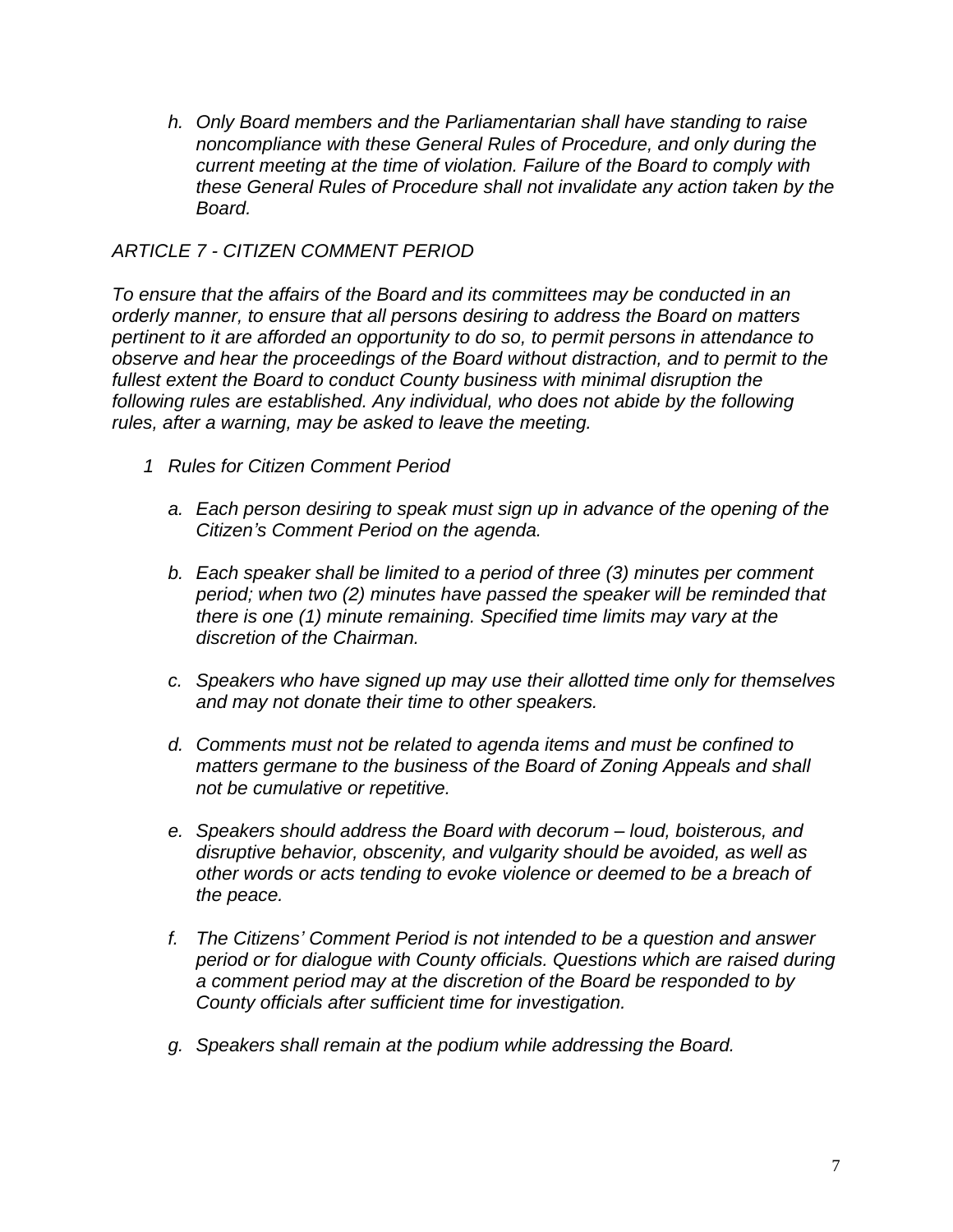*h. Only Board members and the Parliamentarian shall have standing to raise noncompliance with these General Rules of Procedure, and only during the current meeting at the time of violation. Failure of the Board to comply with these General Rules of Procedure shall not invalidate any action taken by the Board.*

## *ARTICLE 7 - CITIZEN COMMENT PERIOD*

*To ensure that the affairs of the Board and its committees may be conducted in an orderly manner, to ensure that all persons desiring to address the Board on matters pertinent to it are afforded an opportunity to do so, to permit persons in attendance to observe and hear the proceedings of the Board without distraction, and to permit to the fullest extent the Board to conduct County business with minimal disruption the following rules are established. Any individual, who does not abide by the following rules, after a warning, may be asked to leave the meeting.*

*1 Rules for Citizen Comment Period*

*a. Each person desiring to speak must sign up in advance of the opening of the Citizen's Comment Period on the agenda.*

*b. Each speaker shall be limited to a period of three (3) minutes per comment period; when two (2) minutes have passed the speaker will be reminded that there is one (1) minute remaining. Specified time limits may vary at the discretion of the Chairman.*

*c. Speakers who have signed up may use their allotted time only for themselves and may not donate their time to other speakers.*

*d. Comments must not be related to agenda items and must be confined to matters germane to the business of the Board of Zoning Appeals and shall not be cumulative or repetitive.*

*e. Speakers should address the Board with decorum – loud, boisterous, and disruptive behavior, obscenity, and vulgarity should be avoided, as well as other words or acts tending to evoke violence or deemed to be a breach of the peace.*

*f. The Citizens' Comment Period is not intended to be a question and answer period or for dialogue with County officials. Questions which are raised during a comment period may at the discretion of the Board be responded to by County officials after sufficient time for investigation.*

*g. Speakers shall remain at the podium while addressing the Board.*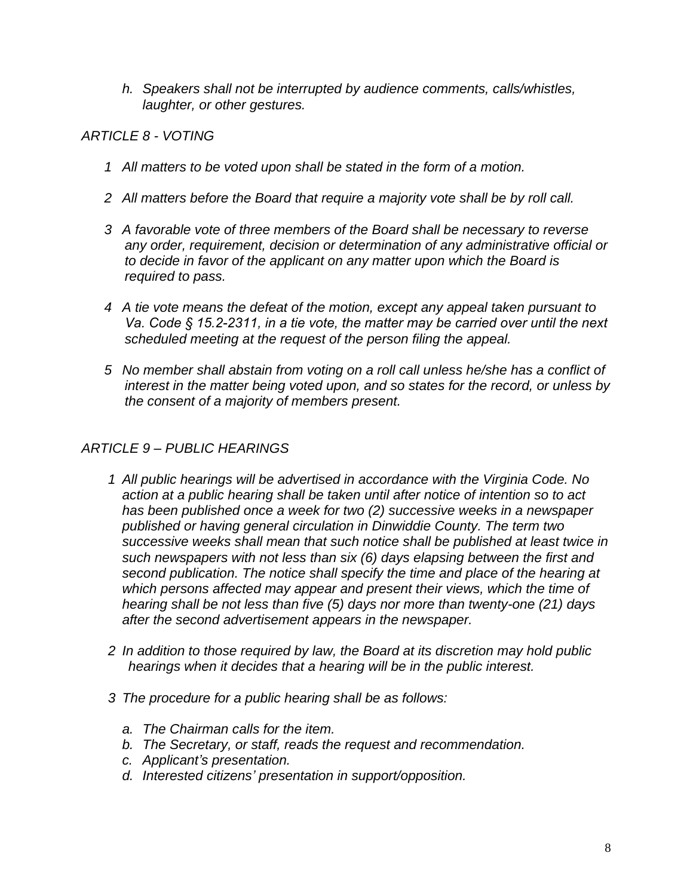*h. Speakers shall not be interrupted by audience comments, calls/whistles, laughter, or other gestures.*

## *ARTICLE 8 - VOTING*

*1 All matters to be voted upon shall be stated in the form of a motion.*

*2 All matters before the Board that require a majority vote shall be by roll call.*

*3 A favorable vote of three members of the Board shall be necessary to reverse any order, requirement, decision or determination of any administrative official or to decide in favor of the applicant on any matter upon which the Board is required to pass.*

*4 A tie vote means the defeat of the motion, except any appeal taken pursuant to Va. Code § 15.2-2311, in a tie vote, the matter may be carried over until the next scheduled meeting at the request of the person filing the appeal.*

*5 No member shall abstain from voting on a roll call unless he/she has a conflict of interest in the matter being voted upon, and so states for the record, or unless by the consent of a majority of members present.*

## *ARTICLE 9 – PUBLIC HEARINGS*

*1 All public hearings will be advertised in accordance with the Virginia Code. No action at a public hearing shall be taken until after notice of intention so to act has been published once a week for two (2) successive weeks in a newspaper published or having general circulation in Dinwiddie County. The term two successive weeks shall mean that such notice shall be published at least twice in such newspapers with not less than six (6) days elapsing between the first and second publication. The notice shall specify the time and place of the hearing at which persons affected may appear and present their views, which the time of hearing shall be not less than five (5) days nor more than twenty-one (21) days after the second advertisement appears in the newspaper.*

*2 In addition to those required by law, the Board at its discretion may hold public hearings when it decides that a hearing will be in the public interest.*

*3 The procedure for a public hearing shall be as follows:*

*a. The Chairman calls for the item.*
*b. The Secretary, or staff, reads the request and recommendation.*
*c. Applicant's presentation.*
*d. Interested citizens' presentation in support/opposition.*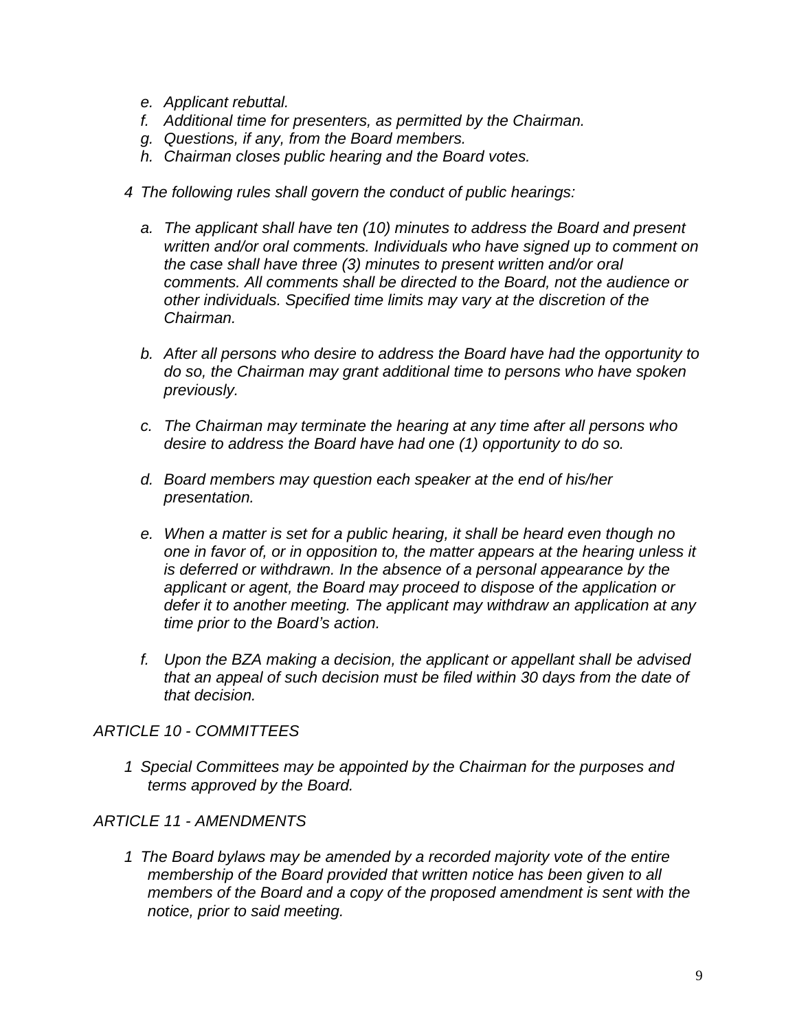*e. Applicant rebuttal.*
*f. Additional time for presenters, as permitted by the Chairman.*
*g. Questions, if any, from the Board members.*
*h. Chairman closes public hearing and the Board votes.*

*4 The following rules shall govern the conduct of public hearings:*

*a. The applicant shall have ten (10) minutes to address the Board and present written and/or oral comments. Individuals who have signed up to comment on the case shall have three (3) minutes to present written and/or oral comments. All comments shall be directed to the Board, not the audience or other individuals. Specified time limits may vary at the discretion of the Chairman.*

*b. After all persons who desire to address the Board have had the opportunity to do so, the Chairman may grant additional time to persons who have spoken previously.*

*c. The Chairman may terminate the hearing at any time after all persons who desire to address the Board have had one (1) opportunity to do so.*

*d. Board members may question each speaker at the end of his/her presentation.*

*e. When a matter is set for a public hearing, it shall be heard even though no one in favor of, or in opposition to, the matter appears at the hearing unless it is deferred or withdrawn. In the absence of a personal appearance by the applicant or agent, the Board may proceed to dispose of the application or defer it to another meeting. The applicant may withdraw an application at any time prior to the Board's action.*

*f. Upon the BZA making a decision, the applicant or appellant shall be advised that an appeal of such decision must be filed within 30 days from the date of that decision.*

*ARTICLE 10 - COMMITTEES*

*1 Special Committees may be appointed by the Chairman for the purposes and terms approved by the Board.*

*ARTICLE 11 - AMENDMENTS*

*1 The Board bylaws may be amended by a recorded majority vote of the entire membership of the Board provided that written notice has been given to all members of the Board and a copy of the proposed amendment is sent with the notice, prior to said meeting.*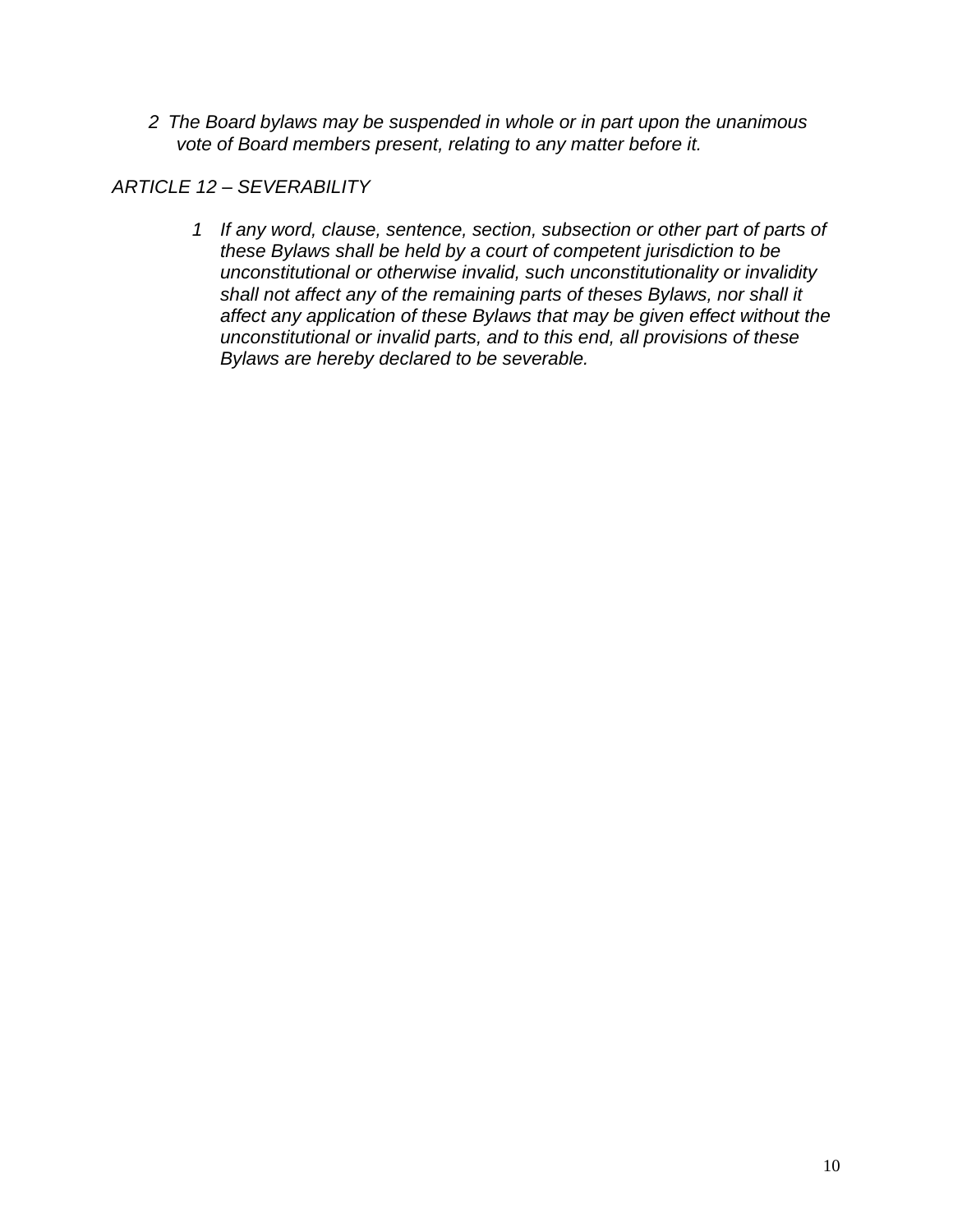2 *The Board bylaws may be suspended in whole or in part upon the unanimous vote of Board members present, relating to any matter before it.*

*ARTICLE 12 – SEVERABILITY*

1 *If any word, clause, sentence, section, subsection or other part of parts of these Bylaws shall be held by a court of competent jurisdiction to be unconstitutional or otherwise invalid, such unconstitutionality or invalidity shall not affect any of the remaining parts of theses Bylaws, nor shall it affect any application of these Bylaws that may be given effect without the unconstitutional or invalid parts, and to this end, all provisions of these Bylaws are hereby declared to be severable.*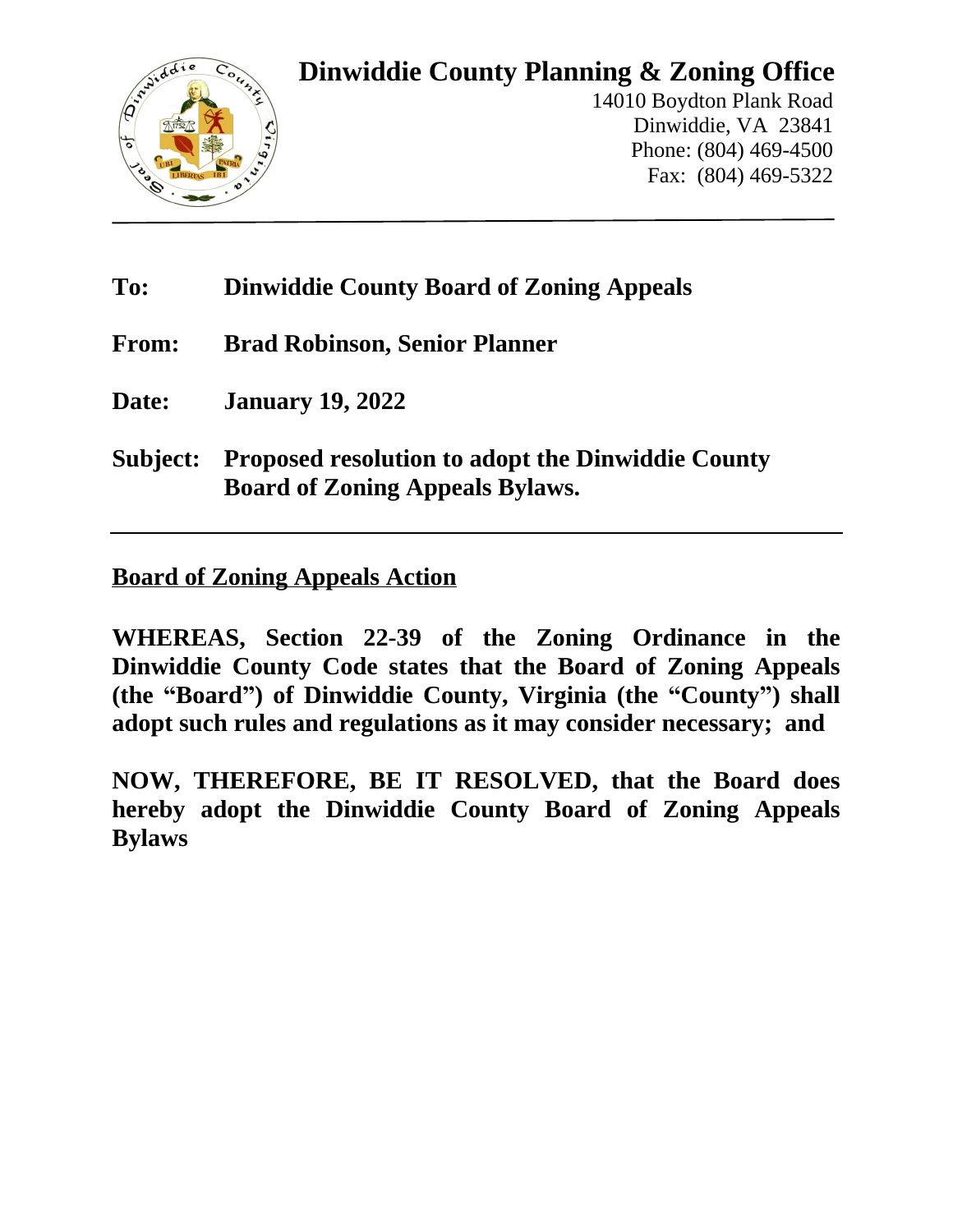# Dinwiddie County Planning & Zoning Office

14010 Boydton Plank Road
Dinwiddie, VA 23841
Phone: (804) 469-4500
Fax: (804) 469-5322

---

**To:** **Dinwiddie County Board of Zoning Appeals**

**From:** **Brad Robinson, Senior Planner**

**Date:** **January 19, 2022**

**Subject:** **Proposed resolution to adopt the Dinwiddie County Board of Zoning Appeals Bylaws.**

---

## Board of Zoning Appeals Action

**WHEREAS, Section 22-39 of the Zoning Ordinance in the Dinwiddie County Code states that the Board of Zoning Appeals (the "Board") of Dinwiddie County, Virginia (the "County") shall adopt such rules and regulations as it may consider necessary; and**

**NOW, THEREFORE, BE IT RESOLVED, that the Board does hereby adopt the Dinwiddie County Board of Zoning Appeals Bylaws**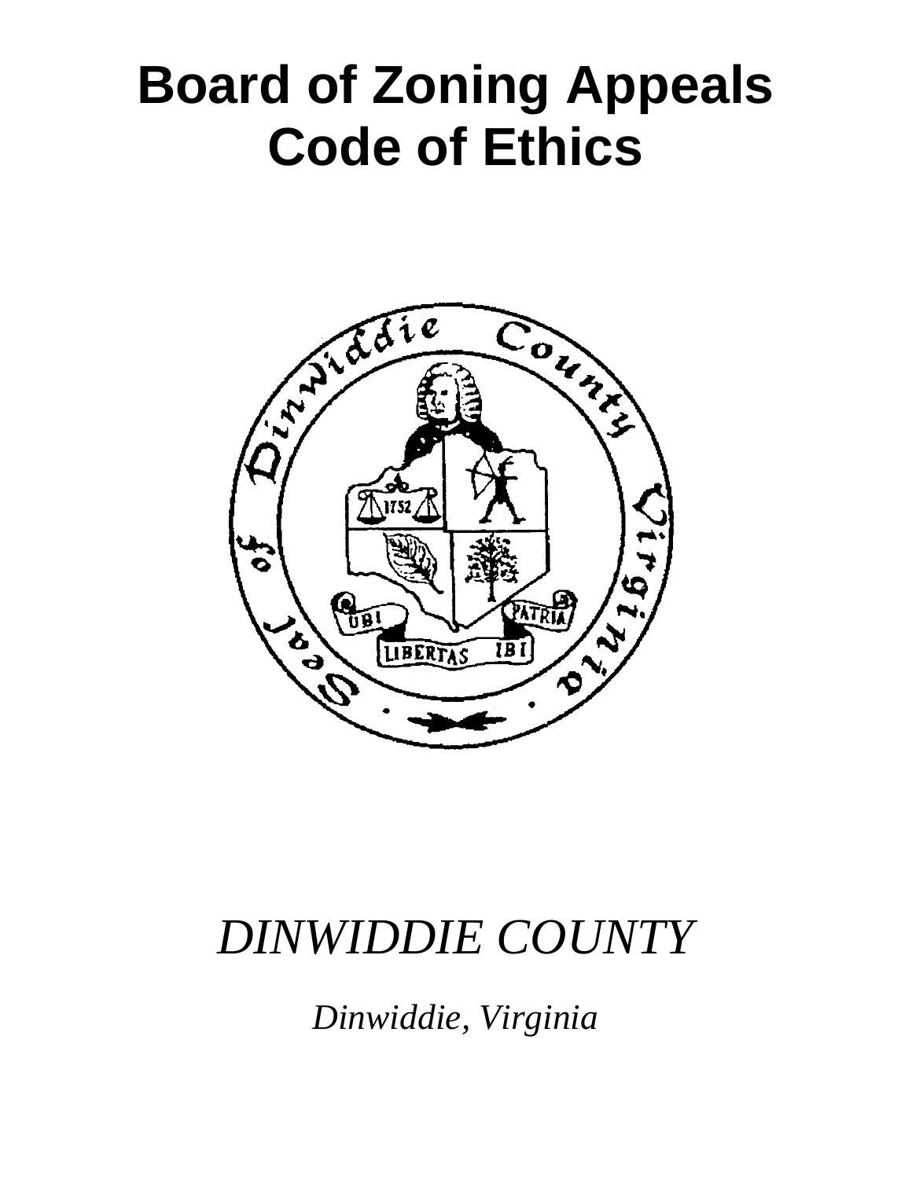# Board of Zoning Appeals
# Code of Ethics

*DINWIDDIE COUNTY*

*Dinwiddie, Virginia*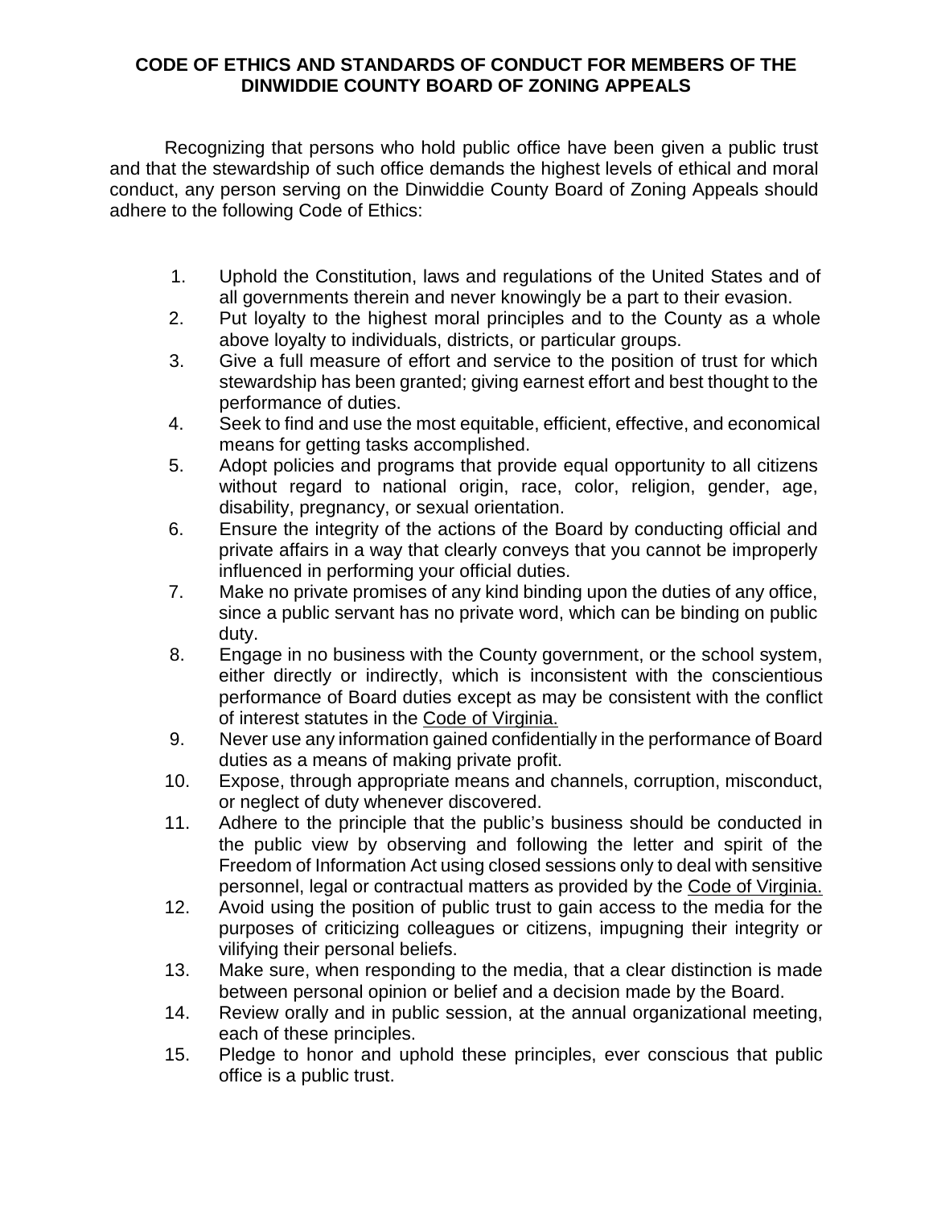**CODE OF ETHICS AND STANDARDS OF CONDUCT FOR MEMBERS OF THE DINWIDDIE COUNTY BOARD OF ZONING APPEALS**

Recognizing that persons who hold public office have been given a public trust and that the stewardship of such office demands the highest levels of ethical and moral conduct, any person serving on the Dinwiddie County Board of Zoning Appeals should adhere to the following Code of Ethics:

1. Uphold the Constitution, laws and regulations of the United States and of all governments therein and never knowingly be a part to their evasion.
2. Put loyalty to the highest moral principles and to the County as a whole above loyalty to individuals, districts, or particular groups.
3. Give a full measure of effort and service to the position of trust for which stewardship has been granted; giving earnest effort and best thought to the performance of duties.
4. Seek to find and use the most equitable, efficient, effective, and economical means for getting tasks accomplished.
5. Adopt policies and programs that provide equal opportunity to all citizens without regard to national origin, race, color, religion, gender, age, disability, pregnancy, or sexual orientation.
6. Ensure the integrity of the actions of the Board by conducting official and private affairs in a way that clearly conveys that you cannot be improperly influenced in performing your official duties.
7. Make no private promises of any kind binding upon the duties of any office, since a public servant has no private word, which can be binding on public duty.
8. Engage in no business with the County government, or the school system, either directly or indirectly, which is inconsistent with the conscientious performance of Board duties except as may be consistent with the conflict of interest statutes in the <u>Code of Virginia.</u>
9. Never use any information gained confidentially in the performance of Board duties as a means of making private profit.
10. Expose, through appropriate means and channels, corruption, misconduct, or neglect of duty whenever discovered.
11. Adhere to the principle that the public's business should be conducted in the public view by observing and following the letter and spirit of the Freedom of Information Act using closed sessions only to deal with sensitive personnel, legal or contractual matters as provided by the <u>Code of Virginia.</u>
12. Avoid using the position of public trust to gain access to the media for the purposes of criticizing colleagues or citizens, impugning their integrity or vilifying their personal beliefs.
13. Make sure, when responding to the media, that a clear distinction is made between personal opinion or belief and a decision made by the Board.
14. Review orally and in public session, at the annual organizational meeting, each of these principles.
15. Pledge to honor and uphold these principles, ever conscious that public office is a public trust.